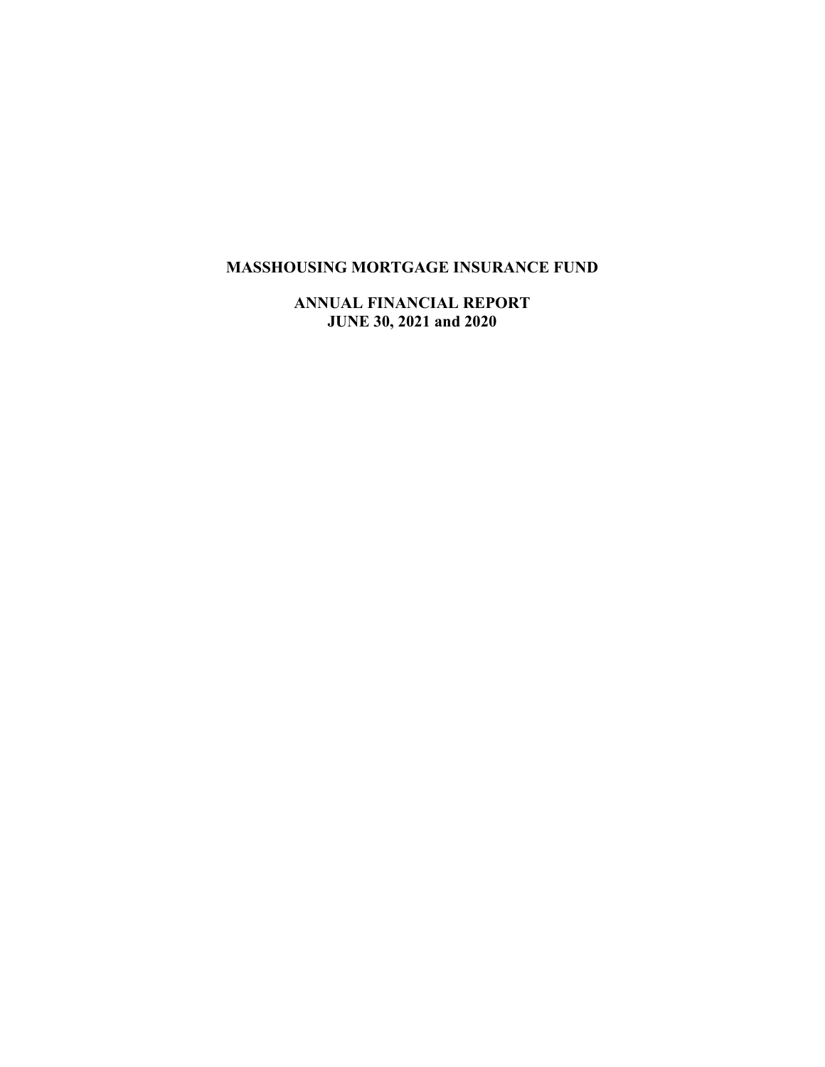# MASSHOUSING MORTGAGE INSURANCE FUND

## ANNUAL FINANCIAL REPORT
## JUNE 30, 2021 and 2020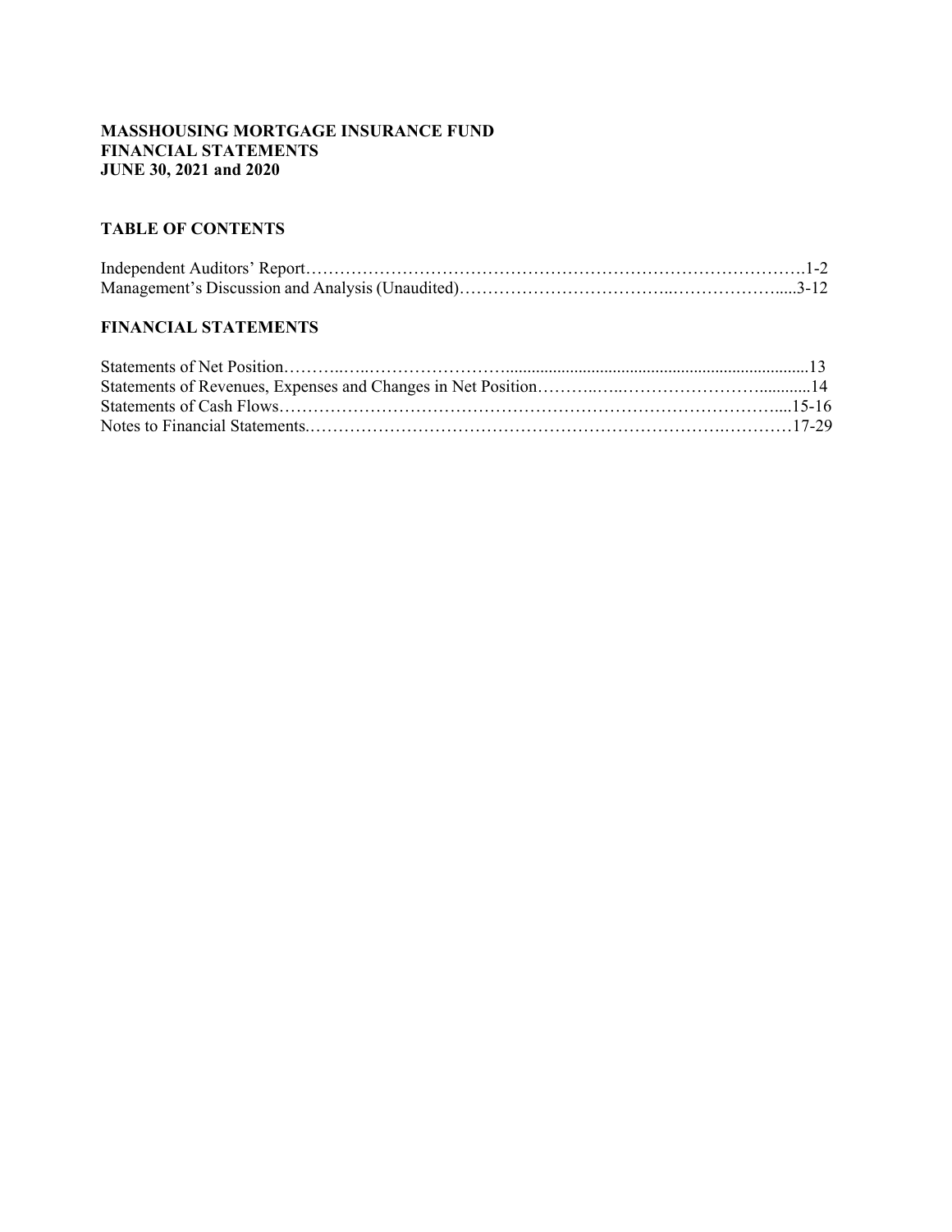**MASSHOUSING MORTGAGE INSURANCE FUND**
**FINANCIAL STATEMENTS**
**JUNE 30, 2021 and 2020**

## TABLE OF CONTENTS

Independent Auditors' Report……………………………………………………………………………….1-2
Management's Discussion and Analysis (Unaudited)……………………………..………………….....3-12

## FINANCIAL STATEMENTS

Statements of Net Position………..…..……………………......................................................................13
Statements of Revenues, Expenses and Changes in Net Position………..…..…………………….............14
Statements of Cash Flows……………………………………………………………………………....15-16
Notes to Financial Statements.………………………………………………………………….…………17-29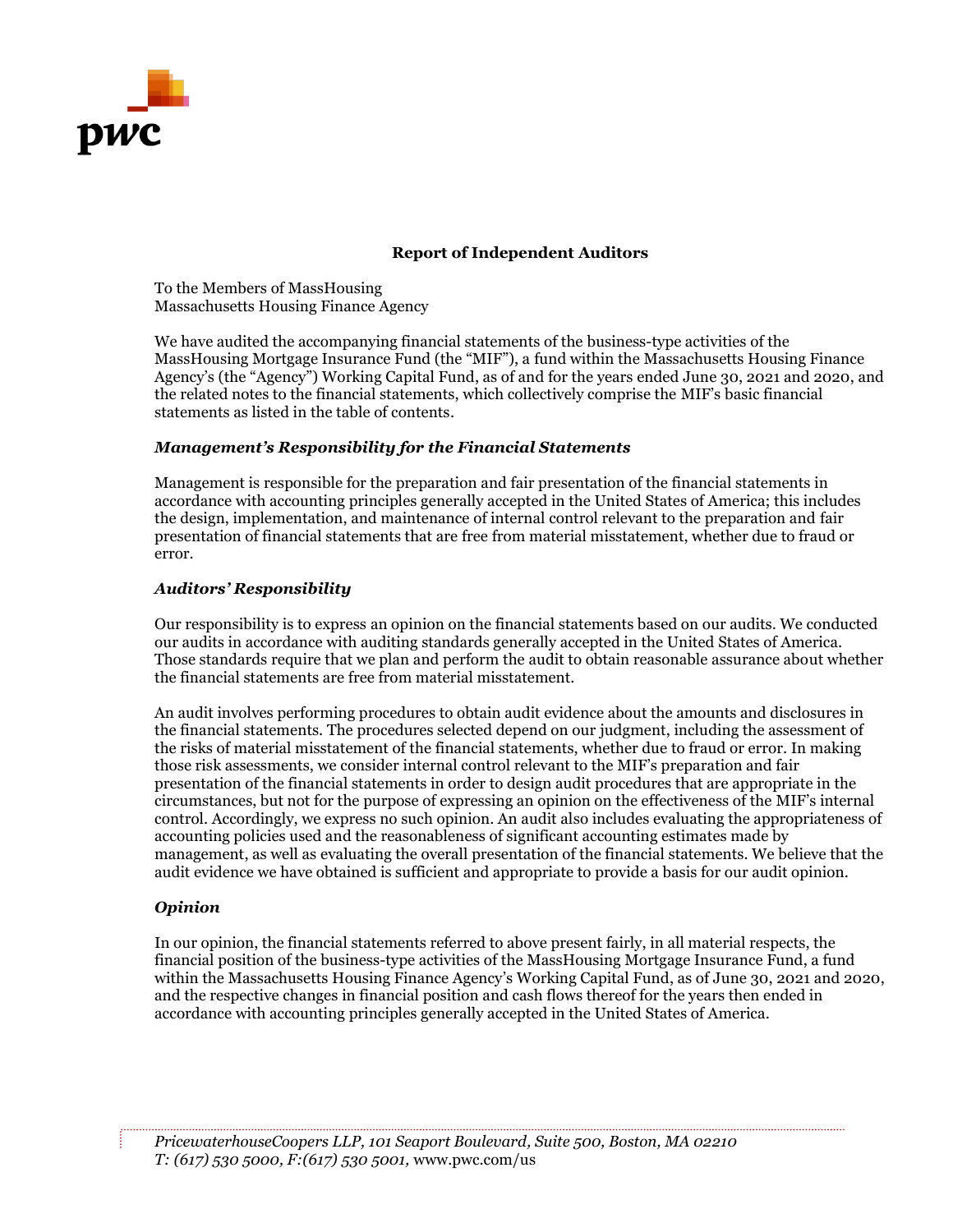## Report of Independent Auditors

To the Members of MassHousing
Massachusetts Housing Finance Agency

We have audited the accompanying financial statements of the business-type activities of the MassHousing Mortgage Insurance Fund (the "MIF"), a fund within the Massachusetts Housing Finance Agency's (the "Agency") Working Capital Fund, as of and for the years ended June 30, 2021 and 2020, and the related notes to the financial statements, which collectively comprise the MIF's basic financial statements as listed in the table of contents.

### *Management's Responsibility for the Financial Statements*

Management is responsible for the preparation and fair presentation of the financial statements in accordance with accounting principles generally accepted in the United States of America; this includes the design, implementation, and maintenance of internal control relevant to the preparation and fair presentation of financial statements that are free from material misstatement, whether due to fraud or error.

### *Auditors' Responsibility*

Our responsibility is to express an opinion on the financial statements based on our audits. We conducted our audits in accordance with auditing standards generally accepted in the United States of America. Those standards require that we plan and perform the audit to obtain reasonable assurance about whether the financial statements are free from material misstatement.

An audit involves performing procedures to obtain audit evidence about the amounts and disclosures in the financial statements. The procedures selected depend on our judgment, including the assessment of the risks of material misstatement of the financial statements, whether due to fraud or error. In making those risk assessments, we consider internal control relevant to the MIF's preparation and fair presentation of the financial statements in order to design audit procedures that are appropriate in the circumstances, but not for the purpose of expressing an opinion on the effectiveness of the MIF's internal control. Accordingly, we express no such opinion. An audit also includes evaluating the appropriateness of accounting policies used and the reasonableness of significant accounting estimates made by management, as well as evaluating the overall presentation of the financial statements. We believe that the audit evidence we have obtained is sufficient and appropriate to provide a basis for our audit opinion.

### *Opinion*

In our opinion, the financial statements referred to above present fairly, in all material respects, the financial position of the business-type activities of the MassHousing Mortgage Insurance Fund, a fund within the Massachusetts Housing Finance Agency's Working Capital Fund, as of June 30, 2021 and 2020, and the respective changes in financial position and cash flows thereof for the years then ended in accordance with accounting principles generally accepted in the United States of America.

*PricewaterhouseCoopers LLP, 101 Seaport Boulevard, Suite 500, Boston, MA 02210*
*T: (617) 530 5000, F:(617) 530 5001,* www.pwc.com/us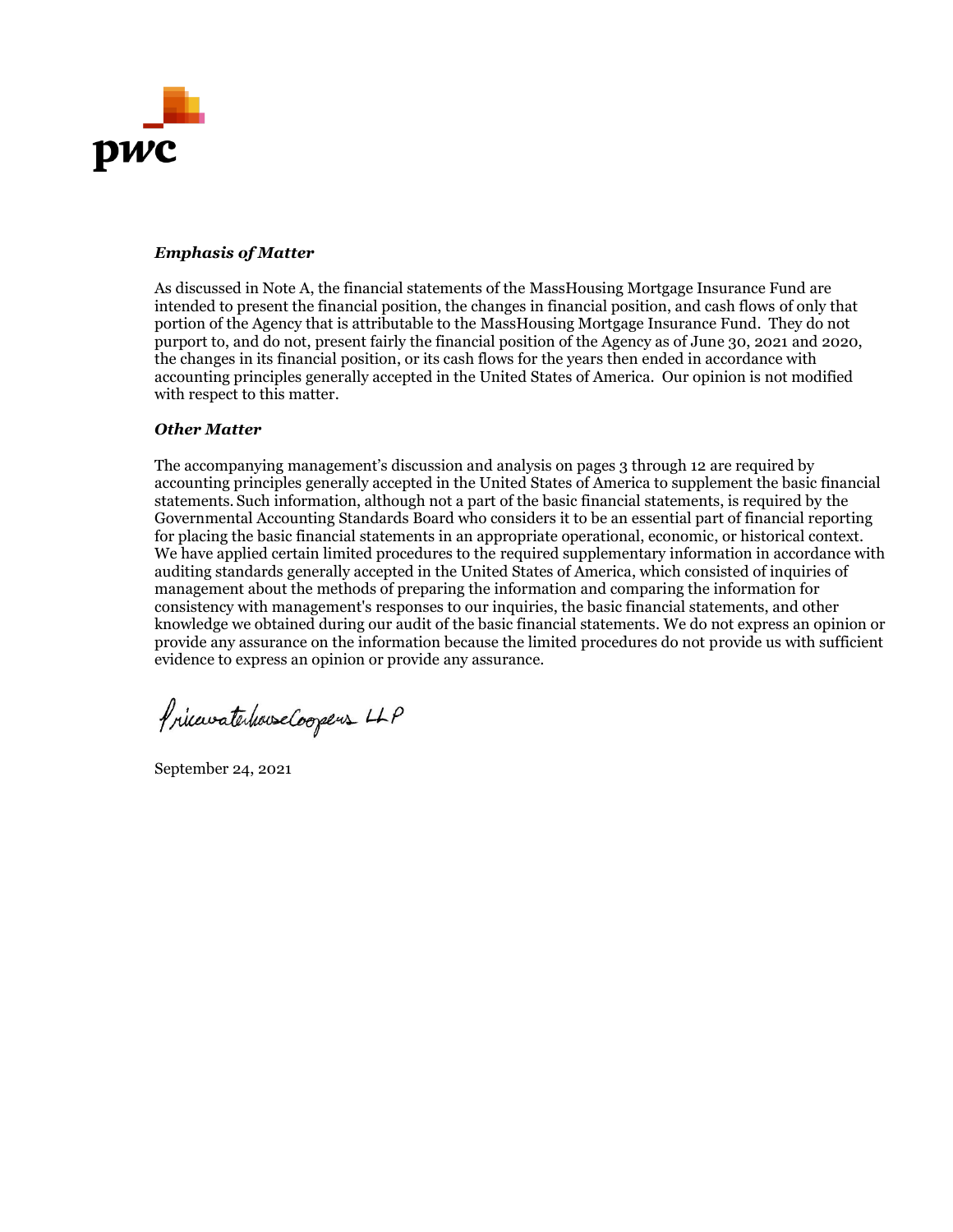### *Emphasis of Matter*

As discussed in Note A, the financial statements of the MassHousing Mortgage Insurance Fund are intended to present the financial position, the changes in financial position, and cash flows of only that portion of the Agency that is attributable to the MassHousing Mortgage Insurance Fund. They do not purport to, and do not, present fairly the financial position of the Agency as of June 30, 2021 and 2020, the changes in its financial position, or its cash flows for the years then ended in accordance with accounting principles generally accepted in the United States of America. Our opinion is not modified with respect to this matter.

### *Other Matter*

The accompanying management's discussion and analysis on pages 3 through 12 are required by accounting principles generally accepted in the United States of America to supplement the basic financial statements. Such information, although not a part of the basic financial statements, is required by the Governmental Accounting Standards Board who considers it to be an essential part of financial reporting for placing the basic financial statements in an appropriate operational, economic, or historical context. We have applied certain limited procedures to the required supplementary information in accordance with auditing standards generally accepted in the United States of America, which consisted of inquiries of management about the methods of preparing the information and comparing the information for consistency with management's responses to our inquiries, the basic financial statements, and other knowledge we obtained during our audit of the basic financial statements. We do not express an opinion or provide any assurance on the information because the limited procedures do not provide us with sufficient evidence to express an opinion or provide any assurance.

PricewaterhouseCoopers LLP

September 24, 2021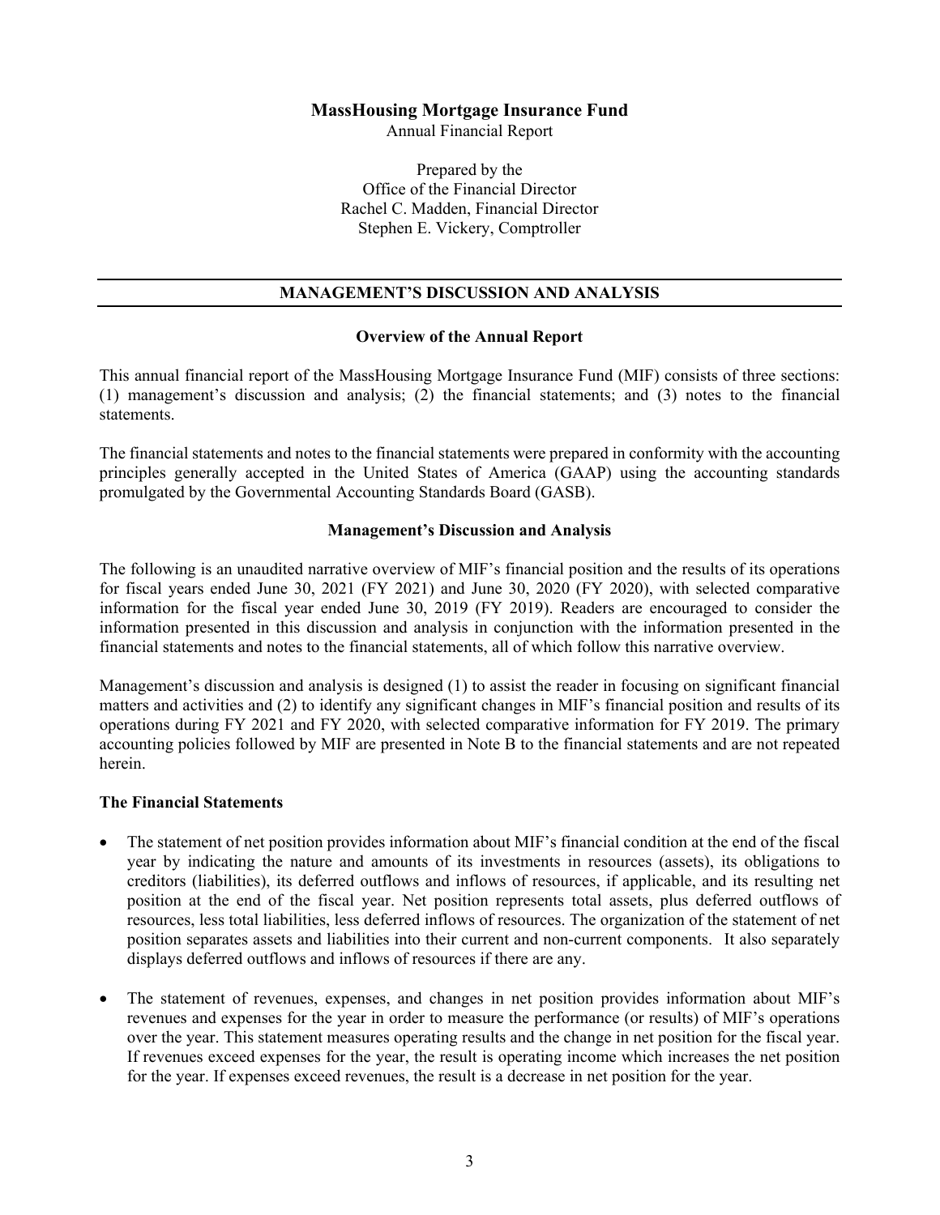# MassHousing Mortgage Insurance Fund

Annual Financial Report

Prepared by the
Office of the Financial Director
Rachel C. Madden, Financial Director
Stephen E. Vickery, Comptroller

## MANAGEMENT'S DISCUSSION AND ANALYSIS

### Overview of the Annual Report

This annual financial report of the MassHousing Mortgage Insurance Fund (MIF) consists of three sections: (1) management's discussion and analysis; (2) the financial statements; and (3) notes to the financial statements.

The financial statements and notes to the financial statements were prepared in conformity with the accounting principles generally accepted in the United States of America (GAAP) using the accounting standards promulgated by the Governmental Accounting Standards Board (GASB).

### Management's Discussion and Analysis

The following is an unaudited narrative overview of MIF's financial position and the results of its operations for fiscal years ended June 30, 2021 (FY 2021) and June 30, 2020 (FY 2020), with selected comparative information for the fiscal year ended June 30, 2019 (FY 2019). Readers are encouraged to consider the information presented in this discussion and analysis in conjunction with the information presented in the financial statements and notes to the financial statements, all of which follow this narrative overview.

Management's discussion and analysis is designed (1) to assist the reader in focusing on significant financial matters and activities and (2) to identify any significant changes in MIF's financial position and results of its operations during FY 2021 and FY 2020, with selected comparative information for FY 2019. The primary accounting policies followed by MIF are presented in Note B to the financial statements and are not repeated herein.

### The Financial Statements

- The statement of net position provides information about MIF's financial condition at the end of the fiscal year by indicating the nature and amounts of its investments in resources (assets), its obligations to creditors (liabilities), its deferred outflows and inflows of resources, if applicable, and its resulting net position at the end of the fiscal year. Net position represents total assets, plus deferred outflows of resources, less total liabilities, less deferred inflows of resources. The organization of the statement of net position separates assets and liabilities into their current and non-current components. It also separately displays deferred outflows and inflows of resources if there are any.
- The statement of revenues, expenses, and changes in net position provides information about MIF's revenues and expenses for the year in order to measure the performance (or results) of MIF's operations over the year. This statement measures operating results and the change in net position for the fiscal year. If revenues exceed expenses for the year, the result is operating income which increases the net position for the year. If expenses exceed revenues, the result is a decrease in net position for the year.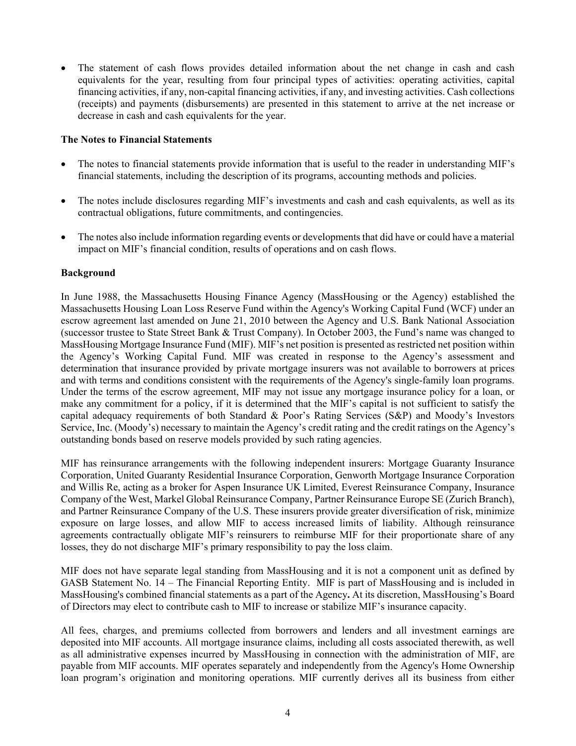- The statement of cash flows provides detailed information about the net change in cash and cash equivalents for the year, resulting from four principal types of activities: operating activities, capital financing activities, if any, non-capital financing activities, if any, and investing activities. Cash collections (receipts) and payments (disbursements) are presented in this statement to arrive at the net increase or decrease in cash and cash equivalents for the year.

**The Notes to Financial Statements**

- The notes to financial statements provide information that is useful to the reader in understanding MIF's financial statements, including the description of its programs, accounting methods and policies.
- The notes include disclosures regarding MIF's investments and cash and cash equivalents, as well as its contractual obligations, future commitments, and contingencies.
- The notes also include information regarding events or developments that did have or could have a material impact on MIF's financial condition, results of operations and on cash flows.

**Background**

In June 1988, the Massachusetts Housing Finance Agency (MassHousing or the Agency) established the Massachusetts Housing Loan Loss Reserve Fund within the Agency's Working Capital Fund (WCF) under an escrow agreement last amended on June 21, 2010 between the Agency and U.S. Bank National Association (successor trustee to State Street Bank & Trust Company). In October 2003, the Fund's name was changed to MassHousing Mortgage Insurance Fund (MIF). MIF's net position is presented as restricted net position within the Agency's Working Capital Fund. MIF was created in response to the Agency's assessment and determination that insurance provided by private mortgage insurers was not available to borrowers at prices and with terms and conditions consistent with the requirements of the Agency's single-family loan programs. Under the terms of the escrow agreement, MIF may not issue any mortgage insurance policy for a loan, or make any commitment for a policy, if it is determined that the MIF's capital is not sufficient to satisfy the capital adequacy requirements of both Standard & Poor's Rating Services (S&P) and Moody's Investors Service, Inc. (Moody's) necessary to maintain the Agency's credit rating and the credit ratings on the Agency's outstanding bonds based on reserve models provided by such rating agencies.

MIF has reinsurance arrangements with the following independent insurers: Mortgage Guaranty Insurance Corporation, United Guaranty Residential Insurance Corporation, Genworth Mortgage Insurance Corporation and Willis Re, acting as a broker for Aspen Insurance UK Limited, Everest Reinsurance Company, Insurance Company of the West, Markel Global Reinsurance Company, Partner Reinsurance Europe SE (Zurich Branch), and Partner Reinsurance Company of the U.S. These insurers provide greater diversification of risk, minimize exposure on large losses, and allow MIF to access increased limits of liability. Although reinsurance agreements contractually obligate MIF's reinsurers to reimburse MIF for their proportionate share of any losses, they do not discharge MIF's primary responsibility to pay the loss claim.

MIF does not have separate legal standing from MassHousing and it is not a component unit as defined by GASB Statement No. 14 – The Financial Reporting Entity. MIF is part of MassHousing and is included in MassHousing's combined financial statements as a part of the Agency**.** At its discretion, MassHousing's Board of Directors may elect to contribute cash to MIF to increase or stabilize MIF's insurance capacity.

All fees, charges, and premiums collected from borrowers and lenders and all investment earnings are deposited into MIF accounts. All mortgage insurance claims, including all costs associated therewith, as well as all administrative expenses incurred by MassHousing in connection with the administration of MIF, are payable from MIF accounts. MIF operates separately and independently from the Agency's Home Ownership loan program's origination and monitoring operations. MIF currently derives all its business from either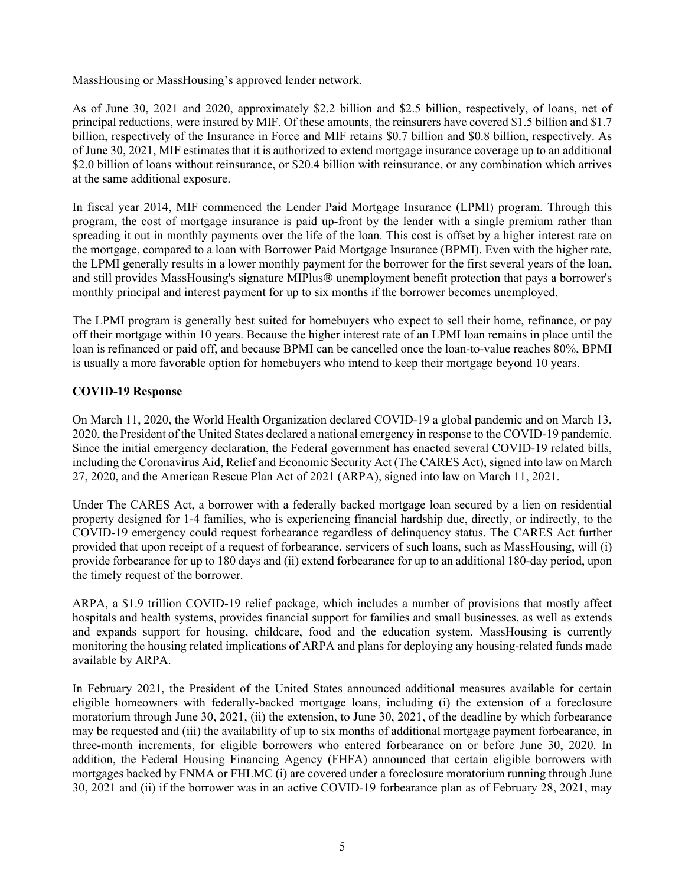MassHousing or MassHousing's approved lender network.

As of June 30, 2021 and 2020, approximately $2.2 billion and $2.5 billion, respectively, of loans, net of principal reductions, were insured by MIF. Of these amounts, the reinsurers have covered $1.5 billion and $1.7 billion, respectively of the Insurance in Force and MIF retains $0.7 billion and $0.8 billion, respectively. As of June 30, 2021, MIF estimates that it is authorized to extend mortgage insurance coverage up to an additional $2.0 billion of loans without reinsurance, or $20.4 billion with reinsurance, or any combination which arrives at the same additional exposure.

In fiscal year 2014, MIF commenced the Lender Paid Mortgage Insurance (LPMI) program. Through this program, the cost of mortgage insurance is paid up-front by the lender with a single premium rather than spreading it out in monthly payments over the life of the loan. This cost is offset by a higher interest rate on the mortgage, compared to a loan with Borrower Paid Mortgage Insurance (BPMI). Even with the higher rate, the LPMI generally results in a lower monthly payment for the borrower for the first several years of the loan, and still provides MassHousing's signature MIPlus® unemployment benefit protection that pays a borrower's monthly principal and interest payment for up to six months if the borrower becomes unemployed.

The LPMI program is generally best suited for homebuyers who expect to sell their home, refinance, or pay off their mortgage within 10 years. Because the higher interest rate of an LPMI loan remains in place until the loan is refinanced or paid off, and because BPMI can be cancelled once the loan-to-value reaches 80%, BPMI is usually a more favorable option for homebuyers who intend to keep their mortgage beyond 10 years.

**COVID-19 Response**

On March 11, 2020, the World Health Organization declared COVID-19 a global pandemic and on March 13, 2020, the President of the United States declared a national emergency in response to the COVID-19 pandemic. Since the initial emergency declaration, the Federal government has enacted several COVID-19 related bills, including the Coronavirus Aid, Relief and Economic Security Act (The CARES Act), signed into law on March 27, 2020, and the American Rescue Plan Act of 2021 (ARPA), signed into law on March 11, 2021.

Under The CARES Act, a borrower with a federally backed mortgage loan secured by a lien on residential property designed for 1-4 families, who is experiencing financial hardship due, directly, or indirectly, to the COVID-19 emergency could request forbearance regardless of delinquency status. The CARES Act further provided that upon receipt of a request of forbearance, servicers of such loans, such as MassHousing, will (i) provide forbearance for up to 180 days and (ii) extend forbearance for up to an additional 180-day period, upon the timely request of the borrower.

ARPA, a $1.9 trillion COVID-19 relief package, which includes a number of provisions that mostly affect hospitals and health systems, provides financial support for families and small businesses, as well as extends and expands support for housing, childcare, food and the education system. MassHousing is currently monitoring the housing related implications of ARPA and plans for deploying any housing-related funds made available by ARPA.

In February 2021, the President of the United States announced additional measures available for certain eligible homeowners with federally-backed mortgage loans, including (i) the extension of a foreclosure moratorium through June 30, 2021, (ii) the extension, to June 30, 2021, of the deadline by which forbearance may be requested and (iii) the availability of up to six months of additional mortgage payment forbearance, in three-month increments, for eligible borrowers who entered forbearance on or before June 30, 2020. In addition, the Federal Housing Financing Agency (FHFA) announced that certain eligible borrowers with mortgages backed by FNMA or FHLMC (i) are covered under a foreclosure moratorium running through June 30, 2021 and (ii) if the borrower was in an active COVID-19 forbearance plan as of February 28, 2021, may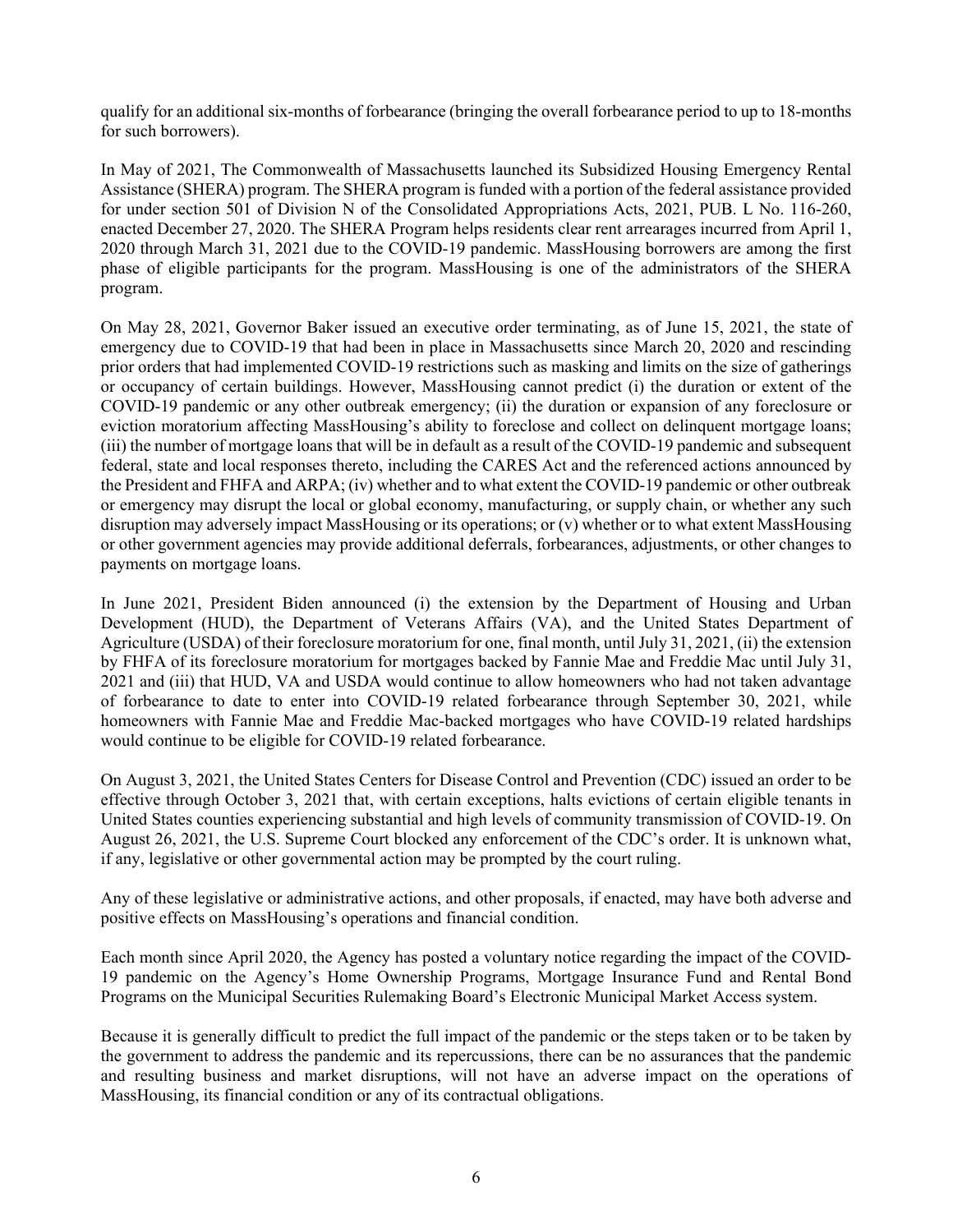qualify for an additional six-months of forbearance (bringing the overall forbearance period to up to 18-months for such borrowers).

In May of 2021, The Commonwealth of Massachusetts launched its Subsidized Housing Emergency Rental Assistance (SHERA) program. The SHERA program is funded with a portion of the federal assistance provided for under section 501 of Division N of the Consolidated Appropriations Acts, 2021, PUB. L No. 116-260, enacted December 27, 2020. The SHERA Program helps residents clear rent arrearages incurred from April 1, 2020 through March 31, 2021 due to the COVID-19 pandemic. MassHousing borrowers are among the first phase of eligible participants for the program. MassHousing is one of the administrators of the SHERA program.

On May 28, 2021, Governor Baker issued an executive order terminating, as of June 15, 2021, the state of emergency due to COVID-19 that had been in place in Massachusetts since March 20, 2020 and rescinding prior orders that had implemented COVID-19 restrictions such as masking and limits on the size of gatherings or occupancy of certain buildings. However, MassHousing cannot predict (i) the duration or extent of the COVID-19 pandemic or any other outbreak emergency; (ii) the duration or expansion of any foreclosure or eviction moratorium affecting MassHousing's ability to foreclose and collect on delinquent mortgage loans; (iii) the number of mortgage loans that will be in default as a result of the COVID-19 pandemic and subsequent federal, state and local responses thereto, including the CARES Act and the referenced actions announced by the President and FHFA and ARPA; (iv) whether and to what extent the COVID-19 pandemic or other outbreak or emergency may disrupt the local or global economy, manufacturing, or supply chain, or whether any such disruption may adversely impact MassHousing or its operations; or (v) whether or to what extent MassHousing or other government agencies may provide additional deferrals, forbearances, adjustments, or other changes to payments on mortgage loans.

In June 2021, President Biden announced (i) the extension by the Department of Housing and Urban Development (HUD), the Department of Veterans Affairs (VA), and the United States Department of Agriculture (USDA) of their foreclosure moratorium for one, final month, until July 31, 2021, (ii) the extension by FHFA of its foreclosure moratorium for mortgages backed by Fannie Mae and Freddie Mac until July 31, 2021 and (iii) that HUD, VA and USDA would continue to allow homeowners who had not taken advantage of forbearance to date to enter into COVID-19 related forbearance through September 30, 2021, while homeowners with Fannie Mae and Freddie Mac-backed mortgages who have COVID-19 related hardships would continue to be eligible for COVID-19 related forbearance.

On August 3, 2021, the United States Centers for Disease Control and Prevention (CDC) issued an order to be effective through October 3, 2021 that, with certain exceptions, halts evictions of certain eligible tenants in United States counties experiencing substantial and high levels of community transmission of COVID-19. On August 26, 2021, the U.S. Supreme Court blocked any enforcement of the CDC's order. It is unknown what, if any, legislative or other governmental action may be prompted by the court ruling.

Any of these legislative or administrative actions, and other proposals, if enacted, may have both adverse and positive effects on MassHousing's operations and financial condition.

Each month since April 2020, the Agency has posted a voluntary notice regarding the impact of the COVID-19 pandemic on the Agency's Home Ownership Programs, Mortgage Insurance Fund and Rental Bond Programs on the Municipal Securities Rulemaking Board's Electronic Municipal Market Access system.

Because it is generally difficult to predict the full impact of the pandemic or the steps taken or to be taken by the government to address the pandemic and its repercussions, there can be no assurances that the pandemic and resulting business and market disruptions, will not have an adverse impact on the operations of MassHousing, its financial condition or any of its contractual obligations.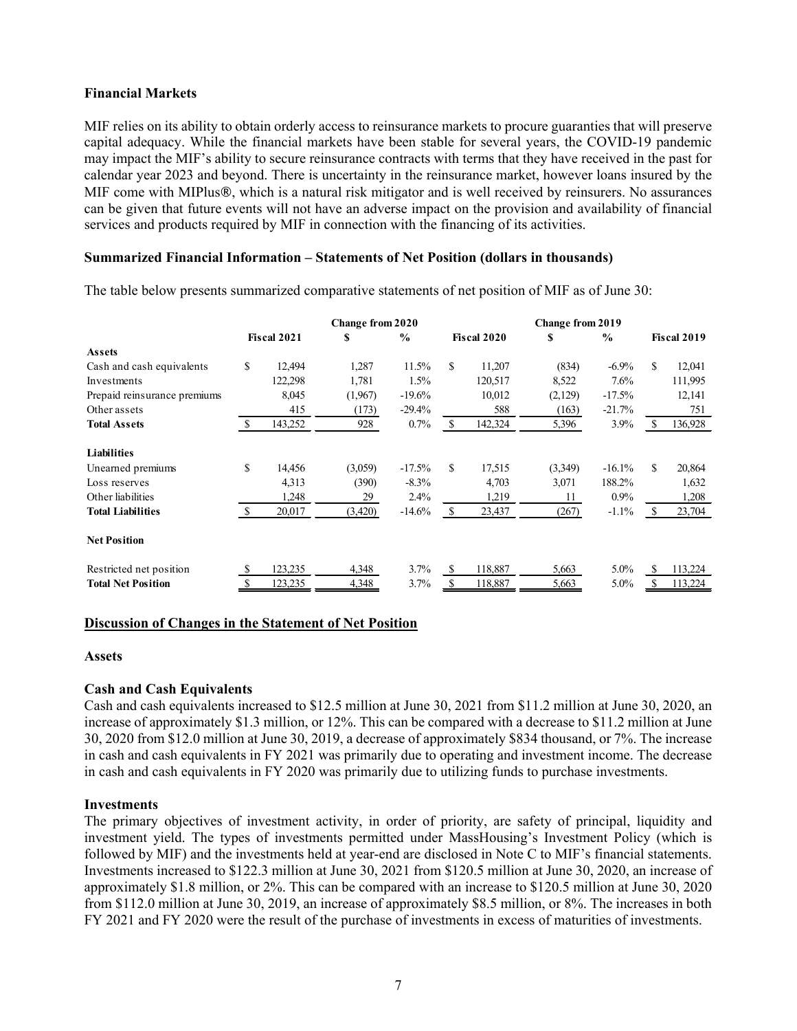### Financial Markets

MIF relies on its ability to obtain orderly access to reinsurance markets to procure guaranties that will preserve capital adequacy. While the financial markets have been stable for several years, the COVID-19 pandemic may impact the MIF's ability to secure reinsurance contracts with terms that they have received in the past for calendar year 2023 and beyond. There is uncertainty in the reinsurance market, however loans insured by the MIF come with MIPlus®, which is a natural risk mitigator and is well received by reinsurers. No assurances can be given that future events will not have an adverse impact on the provision and availability of financial services and products required by MIF in connection with the financing of its activities.

### Summarized Financial Information – Statements of Net Position (dollars in thousands)

The table below presents summarized comparative statements of net position of MIF as of June 30:

| | Fiscal 2021 | Change from 2020 | | Fiscal 2020 | Change from 2019 | | Fiscal 2019 |
|---|---|---|---|---|---|---|---|
| | | $ | % | | $ | % | |
| **Assets** | | | | | | | |
| Cash and cash equivalents | $ 12,494 | 1,287 | 11.5% | $ 11,207 | (834) | -6.9% | $ 12,041 |
| Investments | 122,298 | 1,781 | 1.5% | 120,517 | 8,522 | 7.6% | 111,995 |
| Prepaid reinsurance premiums | 8,045 | (1,967) | -19.6% | 10,012 | (2,129) | -17.5% | 12,141 |
| Other assets | 415 | (173) | -29.4% | 588 | (163) | -21.7% | 751 |
| **Total Assets** | $ 143,252 | 928 | 0.7% | $ 142,324 | 5,396 | 3.9% | $ 136,928 |
| **Liabilities** | | | | | | | |
| Unearned premiums | $ 14,456 | (3,059) | -17.5% | $ 17,515 | (3,349) | -16.1% | $ 20,864 |
| Loss reserves | 4,313 | (390) | -8.3% | 4,703 | 3,071 | 188.2% | 1,632 |
| Other liabilities | 1,248 | 29 | 2.4% | 1,219 | 11 | 0.9% | 1,208 |
| **Total Liabilities** | $ 20,017 | (3,420) | -14.6% | $ 23,437 | (267) | -1.1% | $ 23,704 |
| **Net Position** | | | | | | | |
| Restricted net position | $ 123,235 | 4,348 | 3.7% | $ 118,887 | 5,663 | 5.0% | $ 113,224 |
| **Total Net Position** | $ 123,235 | 4,348 | 3.7% | $ 118,887 | 5,663 | 5.0% | $ 113,224 |

## Discussion of Changes in the Statement of Net Position

### Assets

### Cash and Cash Equivalents

Cash and cash equivalents increased to $12.5 million at June 30, 2021 from $11.2 million at June 30, 2020, an increase of approximately $1.3 million, or 12%. This can be compared with a decrease to $11.2 million at June 30, 2020 from $12.0 million at June 30, 2019, a decrease of approximately $834 thousand, or 7%. The increase in cash and cash equivalents in FY 2021 was primarily due to operating and investment income. The decrease in cash and cash equivalents in FY 2020 was primarily due to utilizing funds to purchase investments.

### Investments

The primary objectives of investment activity, in order of priority, are safety of principal, liquidity and investment yield. The types of investments permitted under MassHousing's Investment Policy (which is followed by MIF) and the investments held at year-end are disclosed in Note C to MIF's financial statements. Investments increased to $122.3 million at June 30, 2021 from $120.5 million at June 30, 2020, an increase of approximately $1.8 million, or 2%. This can be compared with an increase to $120.5 million at June 30, 2020 from $112.0 million at June 30, 2019, an increase of approximately $8.5 million, or 8%. The increases in both FY 2021 and FY 2020 were the result of the purchase of investments in excess of maturities of investments.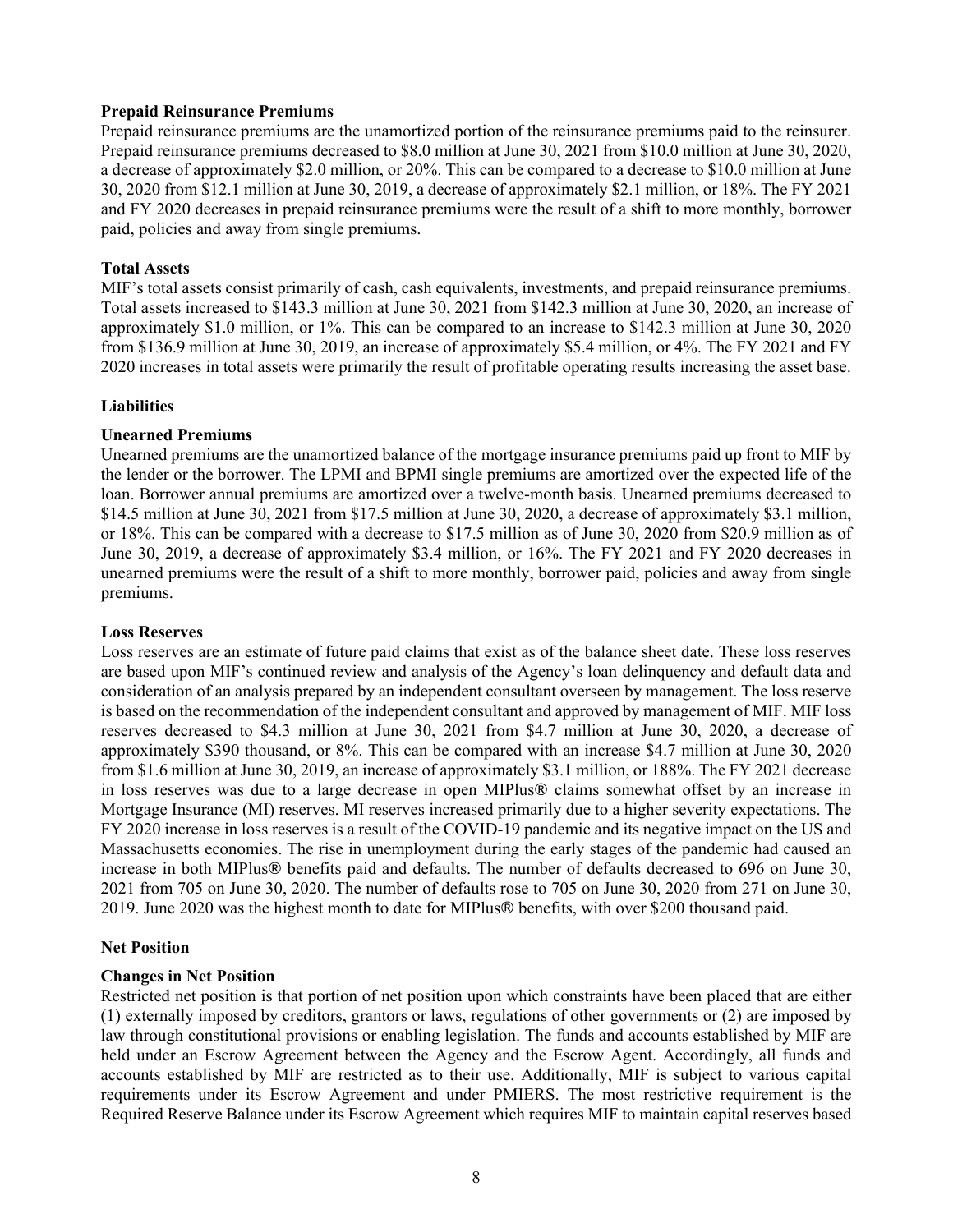**Prepaid Reinsurance Premiums**

Prepaid reinsurance premiums are the unamortized portion of the reinsurance premiums paid to the reinsurer. Prepaid reinsurance premiums decreased to \$8.0 million at June 30, 2021 from \$10.0 million at June 30, 2020, a decrease of approximately \$2.0 million, or 20%. This can be compared to a decrease to \$10.0 million at June 30, 2020 from \$12.1 million at June 30, 2019, a decrease of approximately \$2.1 million, or 18%. The FY 2021 and FY 2020 decreases in prepaid reinsurance premiums were the result of a shift to more monthly, borrower paid, policies and away from single premiums.

**Total Assets**

MIF's total assets consist primarily of cash, cash equivalents, investments, and prepaid reinsurance premiums. Total assets increased to \$143.3 million at June 30, 2021 from \$142.3 million at June 30, 2020, an increase of approximately \$1.0 million, or 1%. This can be compared to an increase to \$142.3 million at June 30, 2020 from \$136.9 million at June 30, 2019, an increase of approximately \$5.4 million, or 4%. The FY 2021 and FY 2020 increases in total assets were primarily the result of profitable operating results increasing the asset base.

**Liabilities**

**Unearned Premiums**

Unearned premiums are the unamortized balance of the mortgage insurance premiums paid up front to MIF by the lender or the borrower. The LPMI and BPMI single premiums are amortized over the expected life of the loan. Borrower annual premiums are amortized over a twelve-month basis. Unearned premiums decreased to \$14.5 million at June 30, 2021 from \$17.5 million at June 30, 2020, a decrease of approximately \$3.1 million, or 18%. This can be compared with a decrease to \$17.5 million as of June 30, 2020 from \$20.9 million as of June 30, 2019, a decrease of approximately \$3.4 million, or 16%. The FY 2021 and FY 2020 decreases in unearned premiums were the result of a shift to more monthly, borrower paid, policies and away from single premiums.

**Loss Reserves**

Loss reserves are an estimate of future paid claims that exist as of the balance sheet date. These loss reserves are based upon MIF's continued review and analysis of the Agency's loan delinquency and default data and consideration of an analysis prepared by an independent consultant overseen by management. The loss reserve is based on the recommendation of the independent consultant and approved by management of MIF. MIF loss reserves decreased to \$4.3 million at June 30, 2021 from \$4.7 million at June 30, 2020, a decrease of approximately \$390 thousand, or 8%. This can be compared with an increase \$4.7 million at June 30, 2020 from \$1.6 million at June 30, 2019, an increase of approximately \$3.1 million, or 188%. The FY 2021 decrease in loss reserves was due to a large decrease in open MIPlus® claims somewhat offset by an increase in Mortgage Insurance (MI) reserves. MI reserves increased primarily due to a higher severity expectations. The FY 2020 increase in loss reserves is a result of the COVID-19 pandemic and its negative impact on the US and Massachusetts economies. The rise in unemployment during the early stages of the pandemic had caused an increase in both MIPlus® benefits paid and defaults. The number of defaults decreased to 696 on June 30, 2021 from 705 on June 30, 2020. The number of defaults rose to 705 on June 30, 2020 from 271 on June 30, 2019. June 2020 was the highest month to date for MIPlus® benefits, with over \$200 thousand paid.

**Net Position**

**Changes in Net Position**

Restricted net position is that portion of net position upon which constraints have been placed that are either (1) externally imposed by creditors, grantors or laws, regulations of other governments or (2) are imposed by law through constitutional provisions or enabling legislation. The funds and accounts established by MIF are held under an Escrow Agreement between the Agency and the Escrow Agent. Accordingly, all funds and accounts established by MIF are restricted as to their use. Additionally, MIF is subject to various capital requirements under its Escrow Agreement and under PMIERS. The most restrictive requirement is the Required Reserve Balance under its Escrow Agreement which requires MIF to maintain capital reserves based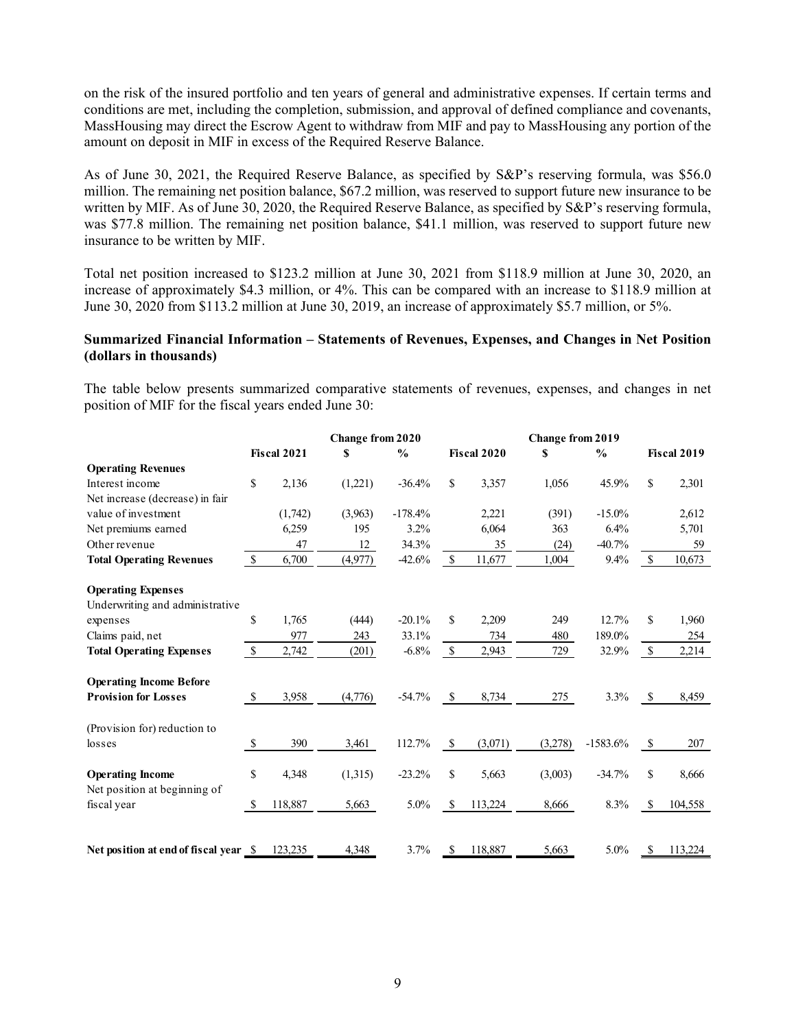on the risk of the insured portfolio and ten years of general and administrative expenses. If certain terms and conditions are met, including the completion, submission, and approval of defined compliance and covenants, MassHousing may direct the Escrow Agent to withdraw from MIF and pay to MassHousing any portion of the amount on deposit in MIF in excess of the Required Reserve Balance.

As of June 30, 2021, the Required Reserve Balance, as specified by S&P's reserving formula, was $56.0 million. The remaining net position balance, $67.2 million, was reserved to support future new insurance to be written by MIF. As of June 30, 2020, the Required Reserve Balance, as specified by S&P's reserving formula, was $77.8 million. The remaining net position balance, $41.1 million, was reserved to support future new insurance to be written by MIF.

Total net position increased to $123.2 million at June 30, 2021 from $118.9 million at June 30, 2020, an increase of approximately $4.3 million, or 4%. This can be compared with an increase to $118.9 million at June 30, 2020 from $113.2 million at June 30, 2019, an increase of approximately $5.7 million, or 5%.

**Summarized Financial Information – Statements of Revenues, Expenses, and Changes in Net Position (dollars in thousands)**

The table below presents summarized comparative statements of revenues, expenses, and changes in net position of MIF for the fiscal years ended June 30:

| | Fiscal 2021 | Change from 2020 | | Fiscal 2020 | Change from 2019 | | Fiscal 2019 |
|---|---|---|---|---|---|---|---|
| | | $ | % | | $ | % | |
| **Operating Revenues** | | | | | | | |
| Interest income | $ 2,136 | (1,221) | -36.4% | $ 3,357 | 1,056 | 45.9% | $ 2,301 |
| Net increase (decrease) in fair value of investment | (1,742) | (3,963) | -178.4% | 2,221 | (391) | -15.0% | 2,612 |
| Net premiums earned | 6,259 | 195 | 3.2% | 6,064 | 363 | 6.4% | 5,701 |
| Other revenue | 47 | 12 | 34.3% | 35 | (24) | -40.7% | 59 |
| **Total Operating Revenues** | $ 6,700 | (4,977) | -42.6% | $ 11,677 | 1,004 | 9.4% | $ 10,673 |
| **Operating Expenses** | | | | | | | |
| Underwriting and administrative expenses | $ 1,765 | (444) | -20.1% | $ 2,209 | 249 | 12.7% | $ 1,960 |
| Claims paid, net | 977 | 243 | 33.1% | 734 | 480 | 189.0% | 254 |
| **Total Operating Expenses** | $ 2,742 | (201) | -6.8% | $ 2,943 | 729 | 32.9% | $ 2,214 |
| **Operating Income Before Provision for Losses** | $ 3,958 | (4,776) | -54.7% | $ 8,734 | 275 | 3.3% | $ 8,459 |
| (Provision for) reduction to losses | $ 390 | 3,461 | 112.7% | $ (3,071) | (3,278) | -1583.6% | $ 207 |
| **Operating Income** | $ 4,348 | (1,315) | -23.2% | $ 5,663 | (3,003) | -34.7% | $ 8,666 |
| Net position at beginning of fiscal year | $ 118,887 | 5,663 | 5.0% | $ 113,224 | 8,666 | 8.3% | $ 104,558 |
| **Net position at end of fiscal year** | $ 123,235 | 4,348 | 3.7% | $ 118,887 | 5,663 | 5.0% | $ 113,224 |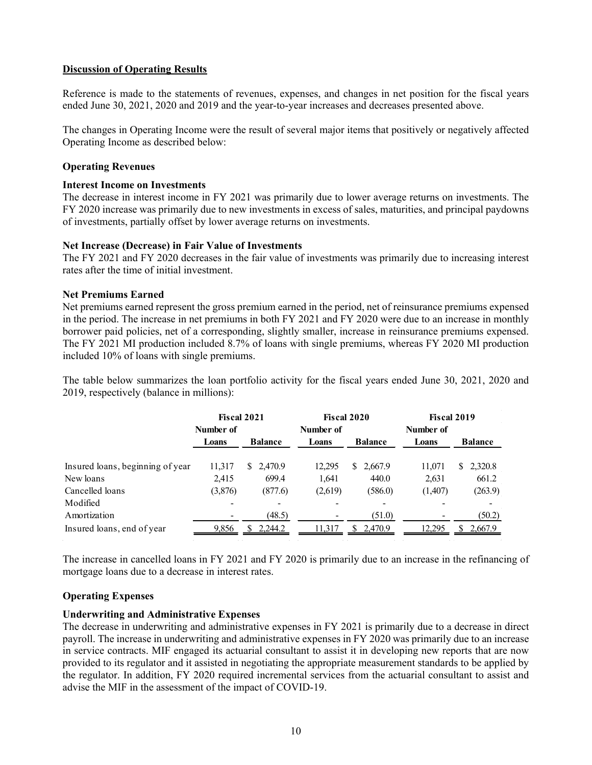## Discussion of Operating Results

Reference is made to the statements of revenues, expenses, and changes in net position for the fiscal years ended June 30, 2021, 2020 and 2019 and the year-to-year increases and decreases presented above.

The changes in Operating Income were the result of several major items that positively or negatively affected Operating Income as described below:

### Operating Revenues

**Interest Income on Investments**

The decrease in interest income in FY 2021 was primarily due to lower average returns on investments. The FY 2020 increase was primarily due to new investments in excess of sales, maturities, and principal paydowns of investments, partially offset by lower average returns on investments.

**Net Increase (Decrease) in Fair Value of Investments**

The FY 2021 and FY 2020 decreases in the fair value of investments was primarily due to increasing interest rates after the time of initial investment.

**Net Premiums Earned**

Net premiums earned represent the gross premium earned in the period, net of reinsurance premiums expensed in the period. The increase in net premiums in both FY 2021 and FY 2020 were due to an increase in monthly borrower paid policies, net of a corresponding, slightly smaller, increase in reinsurance premiums expensed. The FY 2021 MI production included 8.7% of loans with single premiums, whereas FY 2020 MI production included 10% of loans with single premiums.

The table below summarizes the loan portfolio activity for the fiscal years ended June 30, 2021, 2020 and 2019, respectively (balance in millions):

| | Fiscal 2021 | | Fiscal 2020 | | Fiscal 2019 | |
|---|---|---|---|---|---|---|
| | Number of Loans | Balance | Number of Loans | Balance | Number of Loans | Balance |
| Insured loans, beginning of year | 11,317 | $ 2,470.9 | 12,295 | $ 2,667.9 | 11,071 | $ 2,320.8 |
| New loans | 2,415 | 699.4 | 1,641 | 440.0 | 2,631 | 661.2 |
| Cancelled loans | (3,876) | (877.6) | (2,619) | (586.0) | (1,407) | (263.9) |
| Modified | - | - | - | - | - | - |
| Amortization | - | (48.5) | - | (51.0) | - | (50.2) |
| Insured loans, end of year | 9,856 | $ 2,244.2 | 11,317 | $ 2,470.9 | 12,295 | $ 2,667.9 |

The increase in cancelled loans in FY 2021 and FY 2020 is primarily due to an increase in the refinancing of mortgage loans due to a decrease in interest rates.

### Operating Expenses

**Underwriting and Administrative Expenses**

The decrease in underwriting and administrative expenses in FY 2021 is primarily due to a decrease in direct payroll. The increase in underwriting and administrative expenses in FY 2020 was primarily due to an increase in service contracts. MIF engaged its actuarial consultant to assist it in developing new reports that are now provided to its regulator and it assisted in negotiating the appropriate measurement standards to be applied by the regulator. In addition, FY 2020 required incremental services from the actuarial consultant to assist and advise the MIF in the assessment of the impact of COVID-19.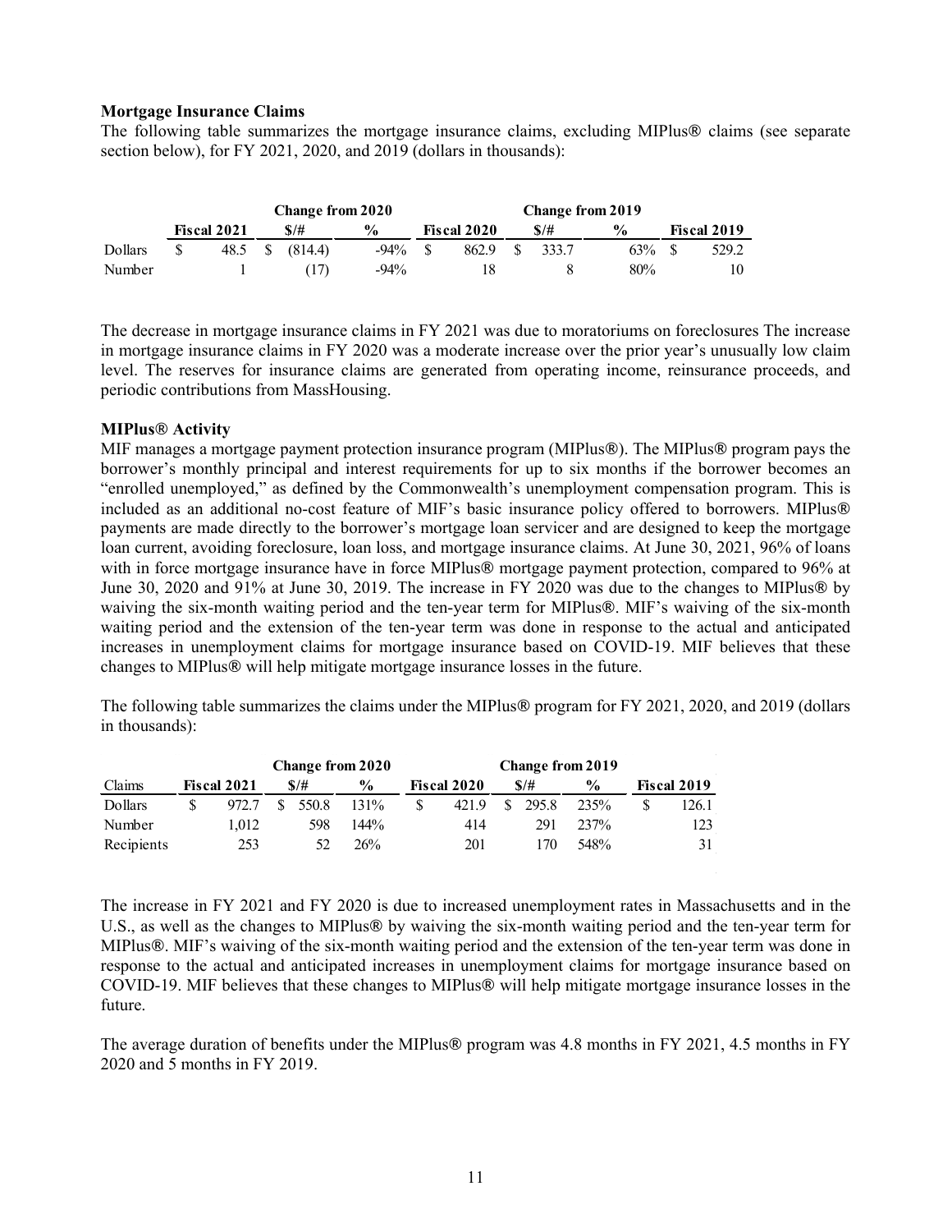**Mortgage Insurance Claims**

The following table summarizes the mortgage insurance claims, excluding MIPlus® claims (see separate section below), for FY 2021, 2020, and 2019 (dollars in thousands):

| | Fiscal 2021 | Change from 2020 | | Fiscal 2020 | Change from 2019 | | Fiscal 2019 |
|---|---|---|---|---|---|---|---|
| | | $/# | % | | $/# | % | |
| Dollars | $ 48.5 | $ (814.4) | -94% | $ 862.9 | $ 333.7 | 63% | $ 529.2 |
| Number | 1 | (17) | -94% | 18 | 8 | 80% | 10 |

The decrease in mortgage insurance claims in FY 2021 was due to moratoriums on foreclosures The increase in mortgage insurance claims in FY 2020 was a moderate increase over the prior year's unusually low claim level. The reserves for insurance claims are generated from operating income, reinsurance proceeds, and periodic contributions from MassHousing.

**MIPlus® Activity**

MIF manages a mortgage payment protection insurance program (MIPlus®). The MIPlus® program pays the borrower's monthly principal and interest requirements for up to six months if the borrower becomes an "enrolled unemployed," as defined by the Commonwealth's unemployment compensation program. This is included as an additional no-cost feature of MIF's basic insurance policy offered to borrowers. MIPlus® payments are made directly to the borrower's mortgage loan servicer and are designed to keep the mortgage loan current, avoiding foreclosure, loan loss, and mortgage insurance claims. At June 30, 2021, 96% of loans with in force mortgage insurance have in force MIPlus® mortgage payment protection, compared to 96% at June 30, 2020 and 91% at June 30, 2019. The increase in FY 2020 was due to the changes to MIPlus® by waiving the six-month waiting period and the ten-year term for MIPlus®. MIF's waiving of the six-month waiting period and the extension of the ten-year term was done in response to the actual and anticipated increases in unemployment claims for mortgage insurance based on COVID-19. MIF believes that these changes to MIPlus® will help mitigate mortgage insurance losses in the future.

The following table summarizes the claims under the MIPlus® program for FY 2021, 2020, and 2019 (dollars in thousands):

| Claims | Fiscal 2021 | Change from 2020 | | Fiscal 2020 | Change from 2019 | | Fiscal 2019 |
|---|---|---|---|---|---|---|---|
| | | $/# | % | | $/# | % | |
| Dollars | $ 972.7 | $ 550.8 | 131% | $ 421.9 | $ 295.8 | 235% | $ 126.1 |
| Number | 1,012 | 598 | 144% | 414 | 291 | 237% | 123 |
| Recipients | 253 | 52 | 26% | 201 | 170 | 548% | 31 |

The increase in FY 2021 and FY 2020 is due to increased unemployment rates in Massachusetts and in the U.S., as well as the changes to MIPlus® by waiving the six-month waiting period and the ten-year term for MIPlus®. MIF's waiving of the six-month waiting period and the extension of the ten-year term was done in response to the actual and anticipated increases in unemployment claims for mortgage insurance based on COVID-19. MIF believes that these changes to MIPlus® will help mitigate mortgage insurance losses in the future.

The average duration of benefits under the MIPlus® program was 4.8 months in FY 2021, 4.5 months in FY 2020 and 5 months in FY 2019.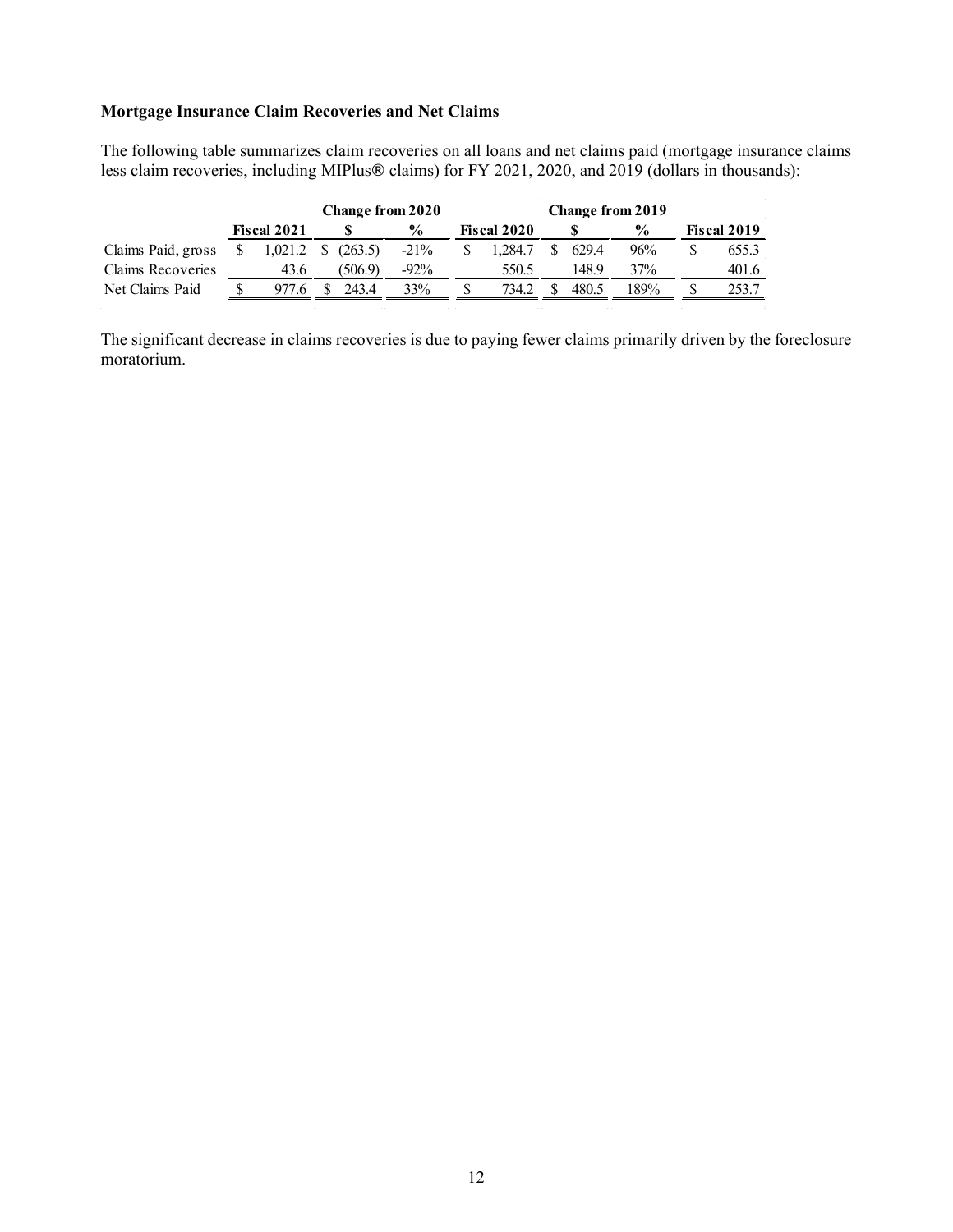### Mortgage Insurance Claim Recoveries and Net Claims

The following table summarizes claim recoveries on all loans and net claims paid (mortgage insurance claims less claim recoveries, including MIPlus® claims) for FY 2021, 2020, and 2019 (dollars in thousands):

| | Fiscal 2021 | Change from 2020 | | Fiscal 2020 | Change from 2019 | | Fiscal 2019 |
|---|---|---|---|---|---|---|---|
| | | $ | % | | $ | % | |
| Claims Paid, gross | $ 1,021.2 | $ (263.5) | -21% | $ 1,284.7 | $ 629.4 | 96% | $ 655.3 |
| Claims Recoveries | 43.6 | (506.9) | -92% | 550.5 | 148.9 | 37% | 401.6 |
| Net Claims Paid | $ 977.6 | $ 243.4 | 33% | $ 734.2 | $ 480.5 | 189% | $ 253.7 |

The significant decrease in claims recoveries is due to paying fewer claims primarily driven by the foreclosure moratorium.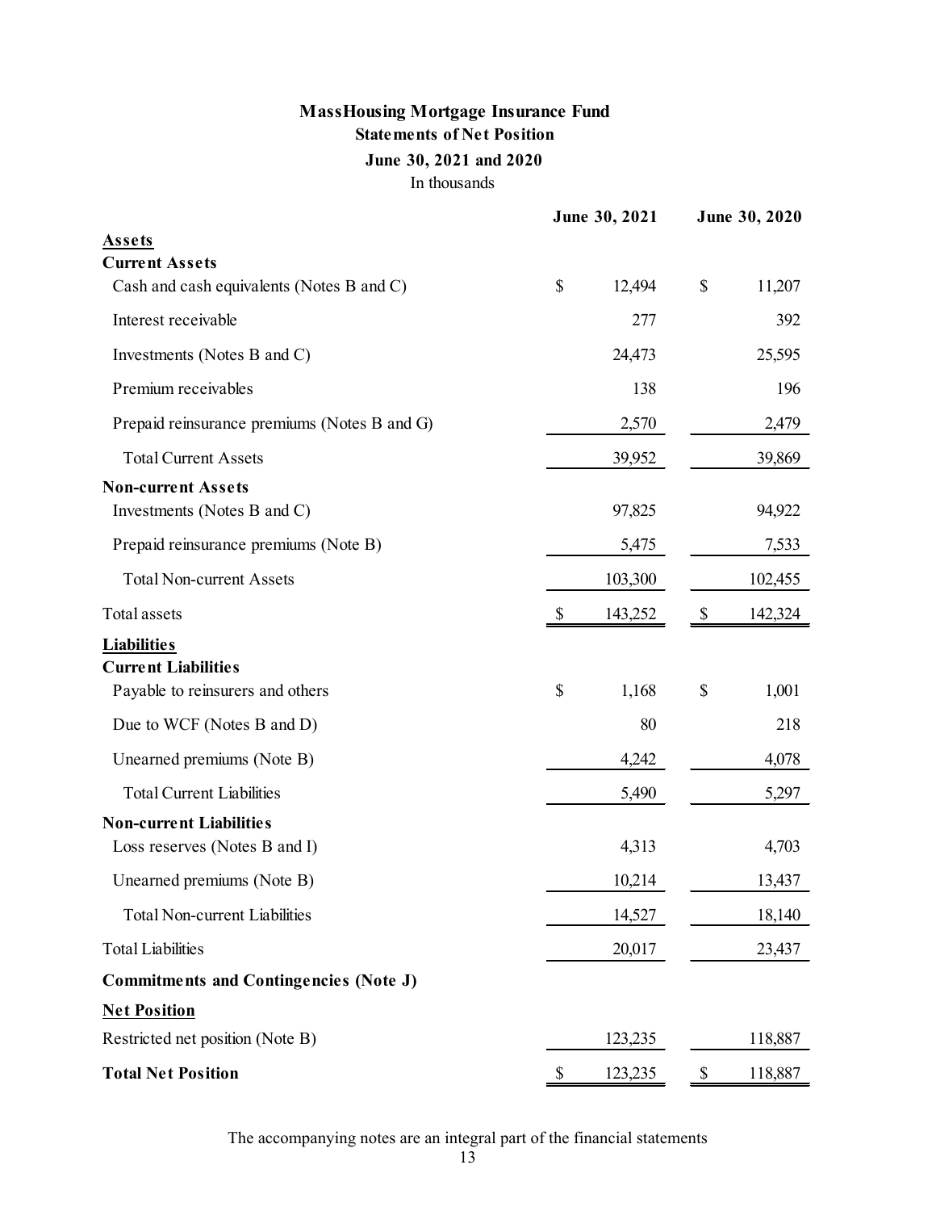# MassHousing Mortgage Insurance Fund

## Statements of Net Position

### June 30, 2021 and 2020

In thousands

| | June 30, 2021 | June 30, 2020 |
|---|---|---|
| **Assets** | | |
| **Current Assets** | | |
| Cash and cash equivalents (Notes B and C) | $ 12,494 | $ 11,207 |
| Interest receivable | 277 | 392 |
| Investments (Notes B and C) | 24,473 | 25,595 |
| Premium receivables | 138 | 196 |
| Prepaid reinsurance premiums (Notes B and G) | 2,570 | 2,479 |
| Total Current Assets | 39,952 | 39,869 |
| **Non-current Assets** | | |
| Investments (Notes B and C) | 97,825 | 94,922 |
| Prepaid reinsurance premiums (Note B) | 5,475 | 7,533 |
| Total Non-current Assets | 103,300 | 102,455 |
| Total assets | $ 143,252 | $ 142,324 |
| **Liabilities** | | |
| **Current Liabilities** | | |
| Payable to reinsurers and others | $ 1,168 | $ 1,001 |
| Due to WCF (Notes B and D) | 80 | 218 |
| Unearned premiums (Note B) | 4,242 | 4,078 |
| Total Current Liabilities | 5,490 | 5,297 |
| **Non-current Liabilities** | | |
| Loss reserves (Notes B and I) | 4,313 | 4,703 |
| Unearned premiums (Note B) | 10,214 | 13,437 |
| Total Non-current Liabilities | 14,527 | 18,140 |
| Total Liabilities | 20,017 | 23,437 |
| **Commitments and Contingencies (Note J)** | | |
| **Net Position** | | |
| Restricted net position (Note B) | 123,235 | 118,887 |
| **Total Net Position** | $ 123,235 | $ 118,887 |

The accompanying notes are an integral part of the financial statements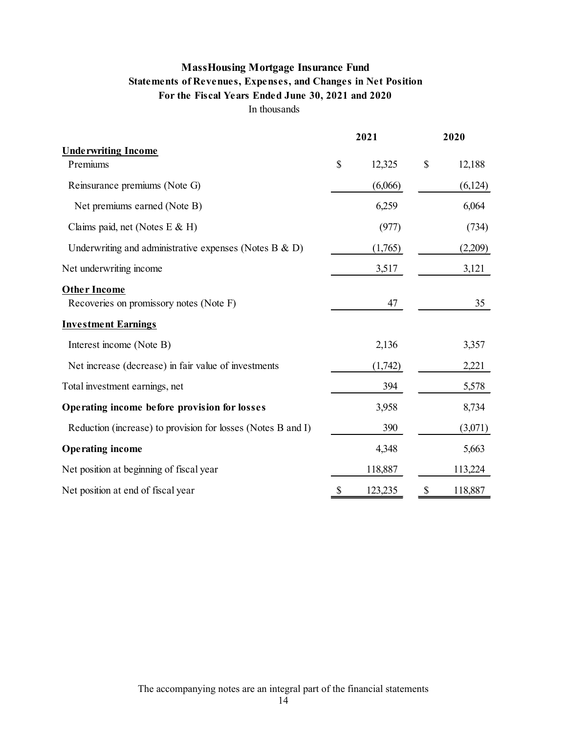# MassHousing Mortgage Insurance Fund

## Statements of Revenues, Expenses, and Changes in Net Position

### For the Fiscal Years Ended June 30, 2021 and 2020

In thousands

| | 2021 | 2020 |
|---|---|---|
| **Underwriting Income** | | |
| Premiums | $ 12,325 | $ 12,188 |
| Reinsurance premiums (Note G) | (6,066) | (6,124) |
| Net premiums earned (Note B) | 6,259 | 6,064 |
| Claims paid, net (Notes E & H) | (977) | (734) |
| Underwriting and administrative expenses (Notes B & D) | (1,765) | (2,209) |
| Net underwriting income | 3,517 | 3,121 |
| **Other Income** | | |
| Recoveries on promissory notes (Note F) | 47 | 35 |
| **Investment Earnings** | | |
| Interest income (Note B) | 2,136 | 3,357 |
| Net increase (decrease) in fair value of investments | (1,742) | 2,221 |
| Total investment earnings, net | 394 | 5,578 |
| **Operating income before provision for losses** | 3,958 | 8,734 |
| Reduction (increase) to provision for losses (Notes B and I) | 390 | (3,071) |
| **Operating income** | 4,348 | 5,663 |
| Net position at beginning of fiscal year | 118,887 | 113,224 |
| Net position at end of fiscal year | $ 123,235 | $ 118,887 |

The accompanying notes are an integral part of the financial statements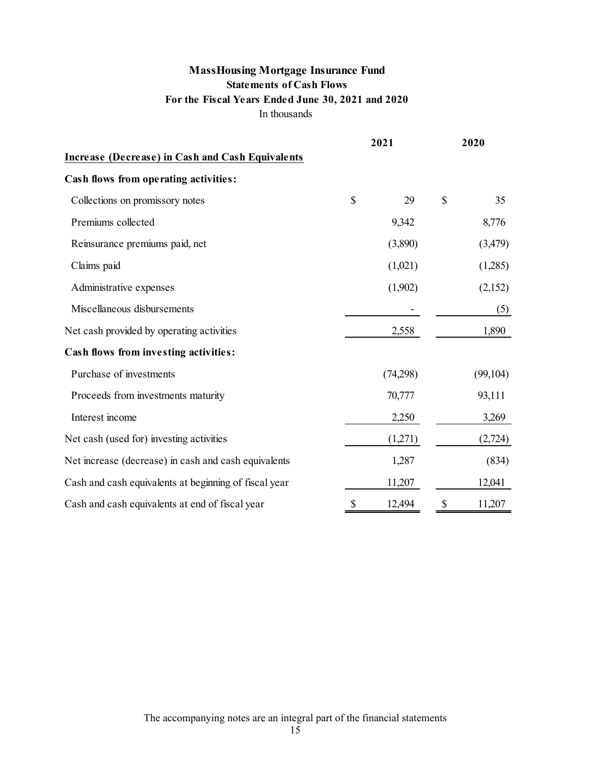# MassHousing Mortgage Insurance Fund

## Statements of Cash Flows

### For the Fiscal Years Ended June 30, 2021 and 2020

In thousands

| | 2021 | 2020 |
|---|---|---|
| **Increase (Decrease) in Cash and Cash Equivalents** | | |
| **Cash flows from operating activities:** | | |
| Collections on promissory notes | $ 29 | $ 35 |
| Premiums collected | 9,342 | 8,776 |
| Reinsurance premiums paid, net | (3,890) | (3,479) |
| Claims paid | (1,021) | (1,285) |
| Administrative expenses | (1,902) | (2,152) |
| Miscellaneous disbursements | - | (5) |
| Net cash provided by operating activities | 2,558 | 1,890 |
| **Cash flows from investing activities:** | | |
| Purchase of investments | (74,298) | (99,104) |
| Proceeds from investments maturity | 70,777 | 93,111 |
| Interest income | 2,250 | 3,269 |
| Net cash (used for) investing activities | (1,271) | (2,724) |
| Net increase (decrease) in cash and cash equivalents | 1,287 | (834) |
| Cash and cash equivalents at beginning of fiscal year | 11,207 | 12,041 |
| Cash and cash equivalents at end of fiscal year | $ 12,494 | $ 11,207 |

The accompanying notes are an integral part of the financial statements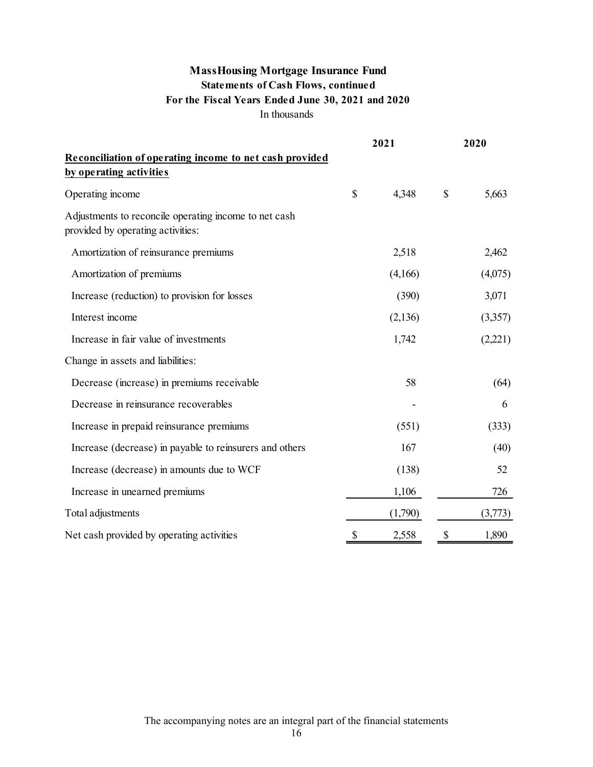# MassHousing Mortgage Insurance Fund

## Statements of Cash Flows, continued

### For the Fiscal Years Ended June 30, 2021 and 2020

In thousands

| | 2021 | 2020 |
|---|---|---|
| **Reconciliation of operating income to net cash provided by operating activities** | | |
| Operating income | $ 4,348 | $ 5,663 |
| Adjustments to reconcile operating income to net cash provided by operating activities: | | |
| Amortization of reinsurance premiums | 2,518 | 2,462 |
| Amortization of premiums | (4,166) | (4,075) |
| Increase (reduction) to provision for losses | (390) | 3,071 |
| Interest income | (2,136) | (3,357) |
| Increase in fair value of investments | 1,742 | (2,221) |
| Change in assets and liabilities: | | |
| Decrease (increase) in premiums receivable | 58 | (64) |
| Decrease in reinsurance recoverables | - | 6 |
| Increase in prepaid reinsurance premiums | (551) | (333) |
| Increase (decrease) in payable to reinsurers and others | 167 | (40) |
| Increase (decrease) in amounts due to WCF | (138) | 52 |
| Increase in unearned premiums | 1,106 | 726 |
| Total adjustments | (1,790) | (3,773) |
| Net cash provided by operating activities | $ 2,558 | $ 1,890 |

The accompanying notes are an integral part of the financial statements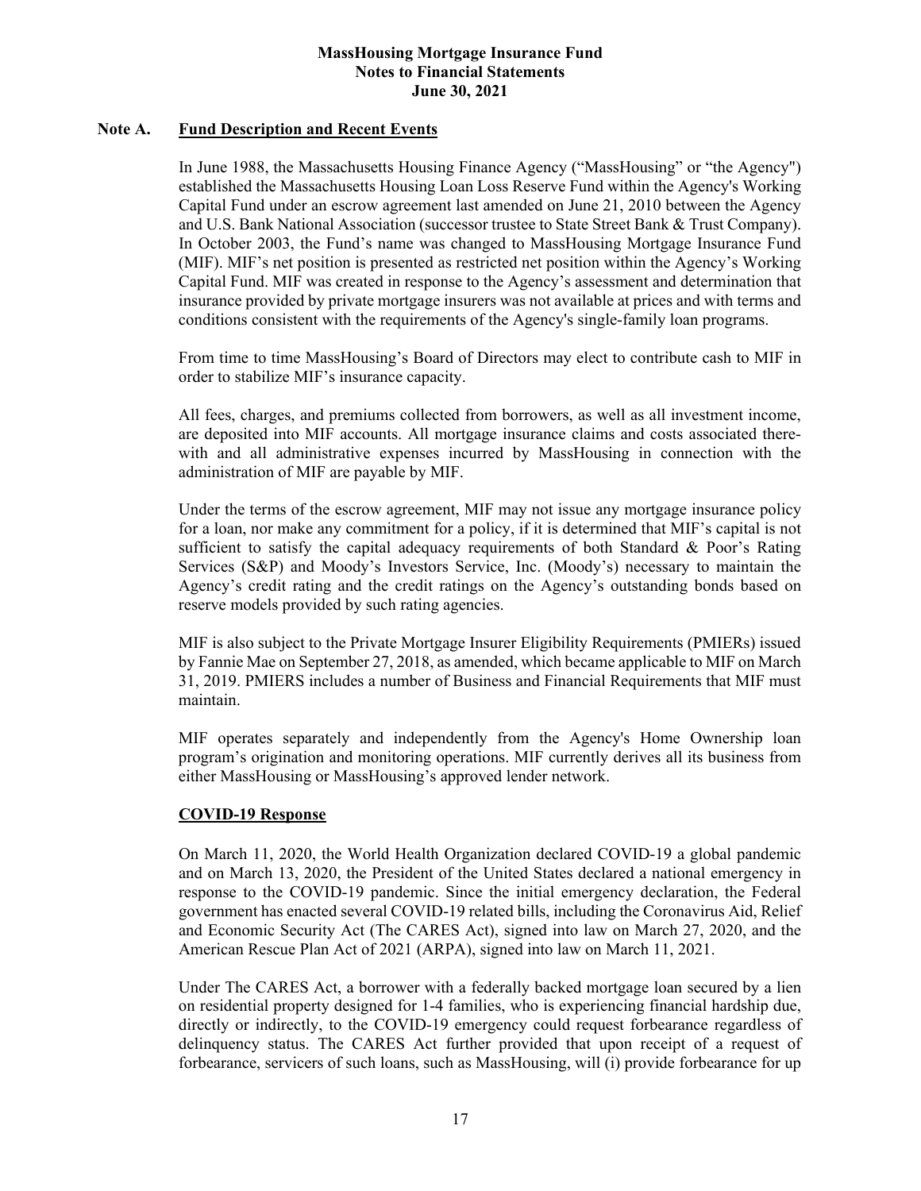# MassHousing Mortgage Insurance Fund
## Notes to Financial Statements
## June 30, 2021

### Note A. Fund Description and Recent Events

In June 1988, the Massachusetts Housing Finance Agency ("MassHousing" or "the Agency") established the Massachusetts Housing Loan Loss Reserve Fund within the Agency's Working Capital Fund under an escrow agreement last amended on June 21, 2010 between the Agency and U.S. Bank National Association (successor trustee to State Street Bank & Trust Company). In October 2003, the Fund's name was changed to MassHousing Mortgage Insurance Fund (MIF). MIF's net position is presented as restricted net position within the Agency's Working Capital Fund. MIF was created in response to the Agency's assessment and determination that insurance provided by private mortgage insurers was not available at prices and with terms and conditions consistent with the requirements of the Agency's single-family loan programs.

From time to time MassHousing's Board of Directors may elect to contribute cash to MIF in order to stabilize MIF's insurance capacity.

All fees, charges, and premiums collected from borrowers, as well as all investment income, are deposited into MIF accounts. All mortgage insurance claims and costs associated there-with and all administrative expenses incurred by MassHousing in connection with the administration of MIF are payable by MIF.

Under the terms of the escrow agreement, MIF may not issue any mortgage insurance policy for a loan, nor make any commitment for a policy, if it is determined that MIF's capital is not sufficient to satisfy the capital adequacy requirements of both Standard & Poor's Rating Services (S&P) and Moody's Investors Service, Inc. (Moody's) necessary to maintain the Agency's credit rating and the credit ratings on the Agency's outstanding bonds based on reserve models provided by such rating agencies.

MIF is also subject to the Private Mortgage Insurer Eligibility Requirements (PMIERs) issued by Fannie Mae on September 27, 2018, as amended, which became applicable to MIF on March 31, 2019. PMIERS includes a number of Business and Financial Requirements that MIF must maintain.

MIF operates separately and independently from the Agency's Home Ownership loan program's origination and monitoring operations. MIF currently derives all its business from either MassHousing or MassHousing's approved lender network.

#### COVID-19 Response

On March 11, 2020, the World Health Organization declared COVID-19 a global pandemic and on March 13, 2020, the President of the United States declared a national emergency in response to the COVID-19 pandemic. Since the initial emergency declaration, the Federal government has enacted several COVID-19 related bills, including the Coronavirus Aid, Relief and Economic Security Act (The CARES Act), signed into law on March 27, 2020, and the American Rescue Plan Act of 2021 (ARPA), signed into law on March 11, 2021.

Under The CARES Act, a borrower with a federally backed mortgage loan secured by a lien on residential property designed for 1-4 families, who is experiencing financial hardship due, directly or indirectly, to the COVID-19 emergency could request forbearance regardless of delinquency status. The CARES Act further provided that upon receipt of a request of forbearance, servicers of such loans, such as MassHousing, will (i) provide forbearance for up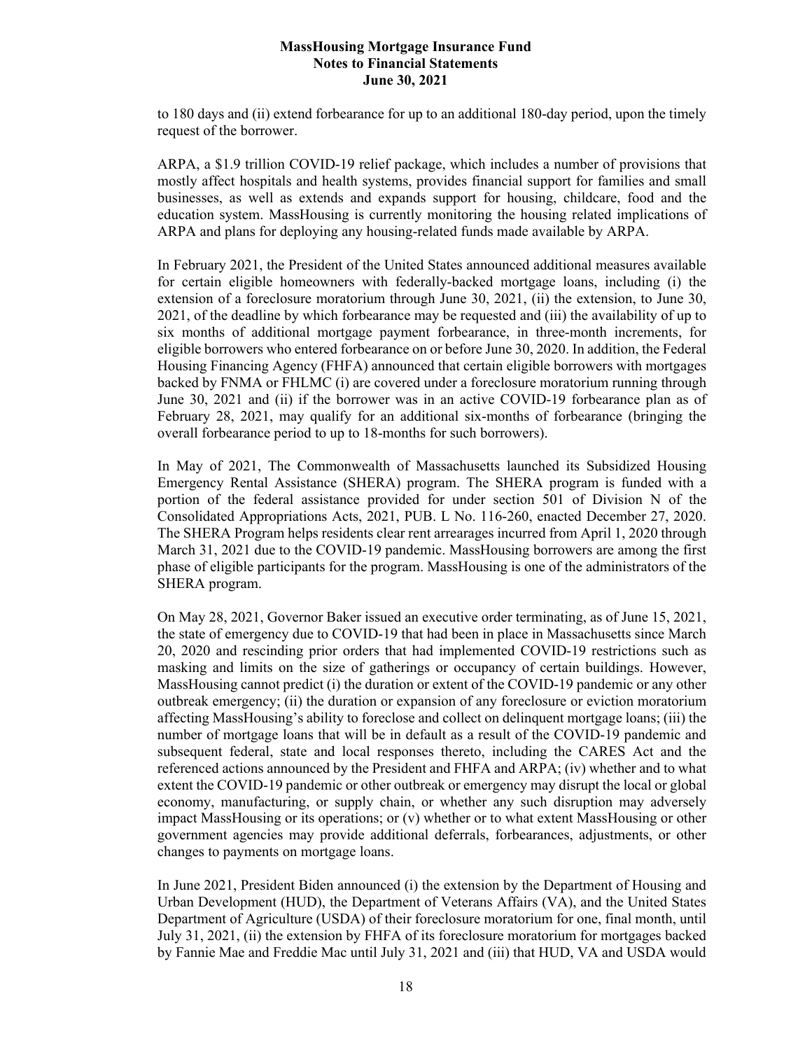to 180 days and (ii) extend forbearance for up to an additional 180-day period, upon the timely request of the borrower.

ARPA, a $1.9 trillion COVID-19 relief package, which includes a number of provisions that mostly affect hospitals and health systems, provides financial support for families and small businesses, as well as extends and expands support for housing, childcare, food and the education system. MassHousing is currently monitoring the housing related implications of ARPA and plans for deploying any housing-related funds made available by ARPA.

In February 2021, the President of the United States announced additional measures available for certain eligible homeowners with federally-backed mortgage loans, including (i) the extension of a foreclosure moratorium through June 30, 2021, (ii) the extension, to June 30, 2021, of the deadline by which forbearance may be requested and (iii) the availability of up to six months of additional mortgage payment forbearance, in three-month increments, for eligible borrowers who entered forbearance on or before June 30, 2020. In addition, the Federal Housing Financing Agency (FHFA) announced that certain eligible borrowers with mortgages backed by FNMA or FHLMC (i) are covered under a foreclosure moratorium running through June 30, 2021 and (ii) if the borrower was in an active COVID-19 forbearance plan as of February 28, 2021, may qualify for an additional six-months of forbearance (bringing the overall forbearance period to up to 18-months for such borrowers).

In May of 2021, The Commonwealth of Massachusetts launched its Subsidized Housing Emergency Rental Assistance (SHERA) program. The SHERA program is funded with a portion of the federal assistance provided for under section 501 of Division N of the Consolidated Appropriations Acts, 2021, PUB. L No. 116-260, enacted December 27, 2020. The SHERA Program helps residents clear rent arrearages incurred from April 1, 2020 through March 31, 2021 due to the COVID-19 pandemic. MassHousing borrowers are among the first phase of eligible participants for the program. MassHousing is one of the administrators of the SHERA program.

On May 28, 2021, Governor Baker issued an executive order terminating, as of June 15, 2021, the state of emergency due to COVID-19 that had been in place in Massachusetts since March 20, 2020 and rescinding prior orders that had implemented COVID-19 restrictions such as masking and limits on the size of gatherings or occupancy of certain buildings. However, MassHousing cannot predict (i) the duration or extent of the COVID-19 pandemic or any other outbreak emergency; (ii) the duration or expansion of any foreclosure or eviction moratorium affecting MassHousing's ability to foreclose and collect on delinquent mortgage loans; (iii) the number of mortgage loans that will be in default as a result of the COVID-19 pandemic and subsequent federal, state and local responses thereto, including the CARES Act and the referenced actions announced by the President and FHFA and ARPA; (iv) whether and to what extent the COVID-19 pandemic or other outbreak or emergency may disrupt the local or global economy, manufacturing, or supply chain, or whether any such disruption may adversely impact MassHousing or its operations; or (v) whether or to what extent MassHousing or other government agencies may provide additional deferrals, forbearances, adjustments, or other changes to payments on mortgage loans.

In June 2021, President Biden announced (i) the extension by the Department of Housing and Urban Development (HUD), the Department of Veterans Affairs (VA), and the United States Department of Agriculture (USDA) of their foreclosure moratorium for one, final month, until July 31, 2021, (ii) the extension by FHFA of its foreclosure moratorium for mortgages backed by Fannie Mae and Freddie Mac until July 31, 2021 and (iii) that HUD, VA and USDA would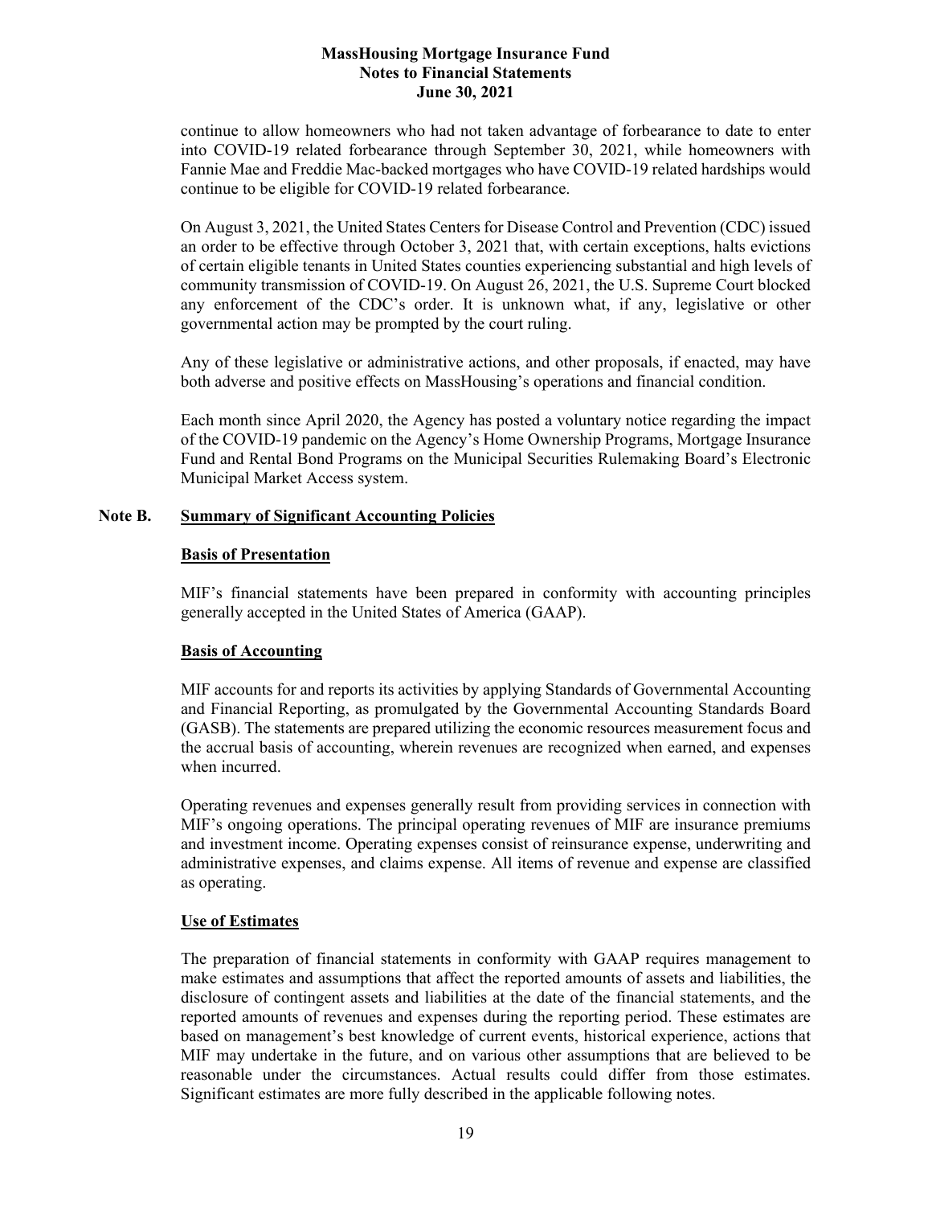continue to allow homeowners who had not taken advantage of forbearance to date to enter into COVID-19 related forbearance through September 30, 2021, while homeowners with Fannie Mae and Freddie Mac-backed mortgages who have COVID-19 related hardships would continue to be eligible for COVID-19 related forbearance.

On August 3, 2021, the United States Centers for Disease Control and Prevention (CDC) issued an order to be effective through October 3, 2021 that, with certain exceptions, halts evictions of certain eligible tenants in United States counties experiencing substantial and high levels of community transmission of COVID-19. On August 26, 2021, the U.S. Supreme Court blocked any enforcement of the CDC's order. It is unknown what, if any, legislative or other governmental action may be prompted by the court ruling.

Any of these legislative or administrative actions, and other proposals, if enacted, may have both adverse and positive effects on MassHousing's operations and financial condition.

Each month since April 2020, the Agency has posted a voluntary notice regarding the impact of the COVID-19 pandemic on the Agency's Home Ownership Programs, Mortgage Insurance Fund and Rental Bond Programs on the Municipal Securities Rulemaking Board's Electronic Municipal Market Access system.

## Note B. Summary of Significant Accounting Policies

### Basis of Presentation

MIF's financial statements have been prepared in conformity with accounting principles generally accepted in the United States of America (GAAP).

### Basis of Accounting

MIF accounts for and reports its activities by applying Standards of Governmental Accounting and Financial Reporting, as promulgated by the Governmental Accounting Standards Board (GASB). The statements are prepared utilizing the economic resources measurement focus and the accrual basis of accounting, wherein revenues are recognized when earned, and expenses when incurred.

Operating revenues and expenses generally result from providing services in connection with MIF's ongoing operations. The principal operating revenues of MIF are insurance premiums and investment income. Operating expenses consist of reinsurance expense, underwriting and administrative expenses, and claims expense. All items of revenue and expense are classified as operating.

### Use of Estimates

The preparation of financial statements in conformity with GAAP requires management to make estimates and assumptions that affect the reported amounts of assets and liabilities, the disclosure of contingent assets and liabilities at the date of the financial statements, and the reported amounts of revenues and expenses during the reporting period. These estimates are based on management's best knowledge of current events, historical experience, actions that MIF may undertake in the future, and on various other assumptions that are believed to be reasonable under the circumstances. Actual results could differ from those estimates. Significant estimates are more fully described in the applicable following notes.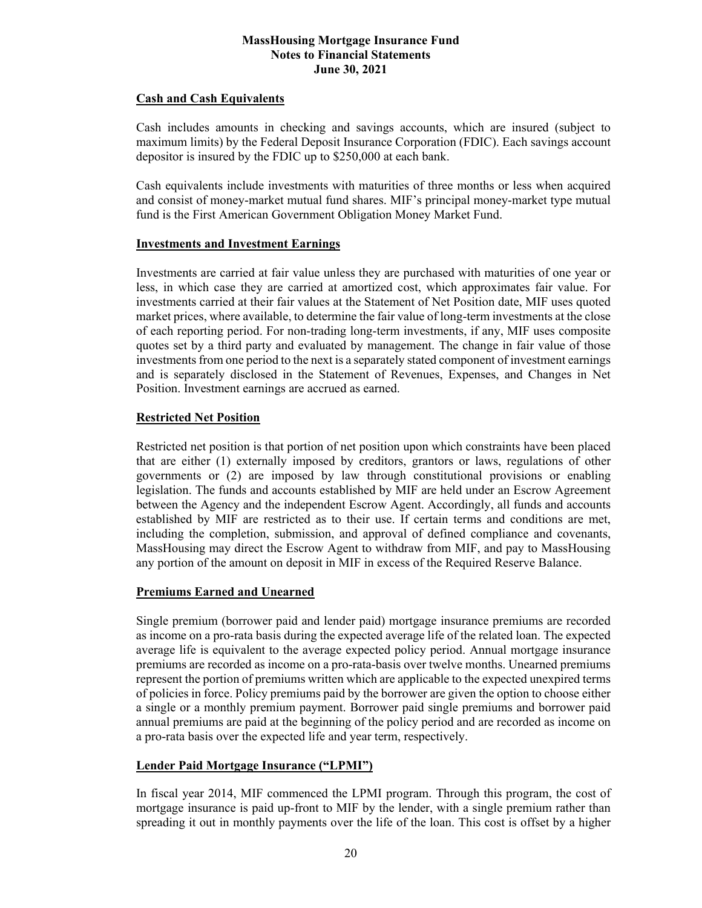## Cash and Cash Equivalents

Cash includes amounts in checking and savings accounts, which are insured (subject to maximum limits) by the Federal Deposit Insurance Corporation (FDIC). Each savings account depositor is insured by the FDIC up to $250,000 at each bank.

Cash equivalents include investments with maturities of three months or less when acquired and consist of money-market mutual fund shares. MIF's principal money-market type mutual fund is the First American Government Obligation Money Market Fund.

## Investments and Investment Earnings

Investments are carried at fair value unless they are purchased with maturities of one year or less, in which case they are carried at amortized cost, which approximates fair value. For investments carried at their fair values at the Statement of Net Position date, MIF uses quoted market prices, where available, to determine the fair value of long-term investments at the close of each reporting period. For non-trading long-term investments, if any, MIF uses composite quotes set by a third party and evaluated by management. The change in fair value of those investments from one period to the next is a separately stated component of investment earnings and is separately disclosed in the Statement of Revenues, Expenses, and Changes in Net Position. Investment earnings are accrued as earned.

## Restricted Net Position

Restricted net position is that portion of net position upon which constraints have been placed that are either (1) externally imposed by creditors, grantors or laws, regulations of other governments or (2) are imposed by law through constitutional provisions or enabling legislation. The funds and accounts established by MIF are held under an Escrow Agreement between the Agency and the independent Escrow Agent. Accordingly, all funds and accounts established by MIF are restricted as to their use. If certain terms and conditions are met, including the completion, submission, and approval of defined compliance and covenants, MassHousing may direct the Escrow Agent to withdraw from MIF, and pay to MassHousing any portion of the amount on deposit in MIF in excess of the Required Reserve Balance.

## Premiums Earned and Unearned

Single premium (borrower paid and lender paid) mortgage insurance premiums are recorded as income on a pro-rata basis during the expected average life of the related loan. The expected average life is equivalent to the average expected policy period. Annual mortgage insurance premiums are recorded as income on a pro-rata-basis over twelve months. Unearned premiums represent the portion of premiums written which are applicable to the expected unexpired terms of policies in force. Policy premiums paid by the borrower are given the option to choose either a single or a monthly premium payment. Borrower paid single premiums and borrower paid annual premiums are paid at the beginning of the policy period and are recorded as income on a pro-rata basis over the expected life and year term, respectively.

## Lender Paid Mortgage Insurance ("LPMI")

In fiscal year 2014, MIF commenced the LPMI program. Through this program, the cost of mortgage insurance is paid up-front to MIF by the lender, with a single premium rather than spreading it out in monthly payments over the life of the loan. This cost is offset by a higher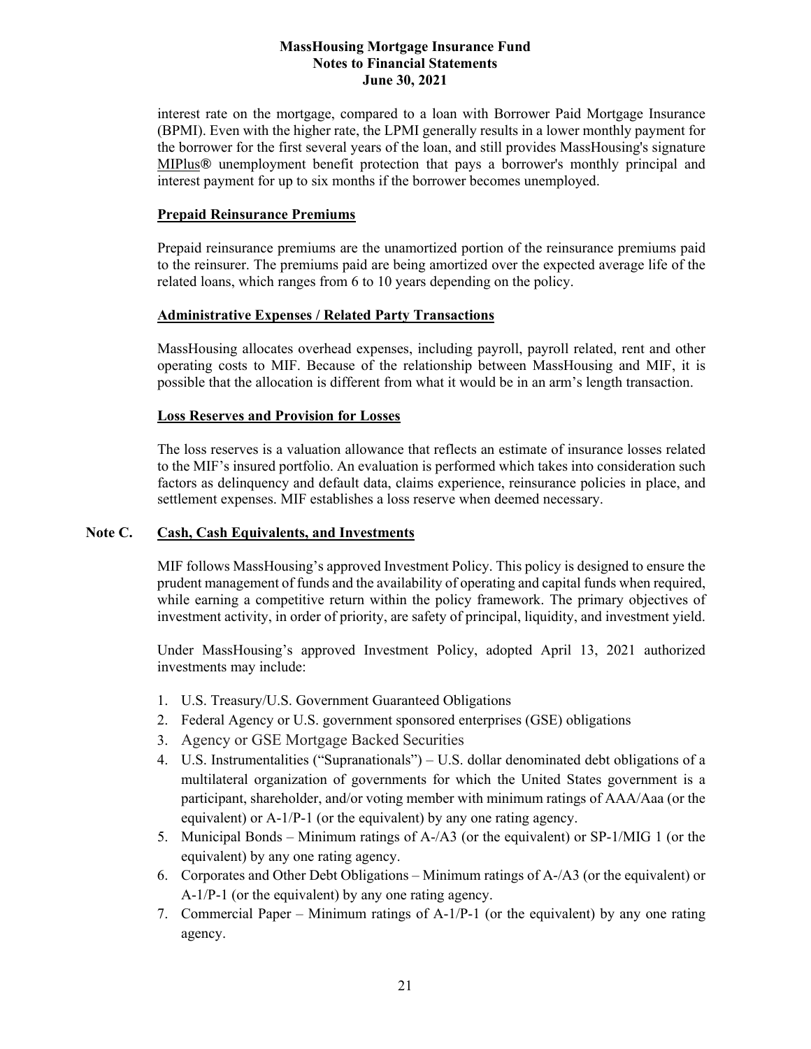interest rate on the mortgage, compared to a loan with Borrower Paid Mortgage Insurance (BPMI). Even with the higher rate, the LPMI generally results in a lower monthly payment for the borrower for the first several years of the loan, and still provides MassHousing's signature MIPlus® unemployment benefit protection that pays a borrower's monthly principal and interest payment for up to six months if the borrower becomes unemployed.

### Prepaid Reinsurance Premiums

Prepaid reinsurance premiums are the unamortized portion of the reinsurance premiums paid to the reinsurer. The premiums paid are being amortized over the expected average life of the related loans, which ranges from 6 to 10 years depending on the policy.

### Administrative Expenses / Related Party Transactions

MassHousing allocates overhead expenses, including payroll, payroll related, rent and other operating costs to MIF. Because of the relationship between MassHousing and MIF, it is possible that the allocation is different from what it would be in an arm's length transaction.

### Loss Reserves and Provision for Losses

The loss reserves is a valuation allowance that reflects an estimate of insurance losses related to the MIF's insured portfolio. An evaluation is performed which takes into consideration such factors as delinquency and default data, claims experience, reinsurance policies in place, and settlement expenses. MIF establishes a loss reserve when deemed necessary.

## Note C. Cash, Cash Equivalents, and Investments

MIF follows MassHousing's approved Investment Policy. This policy is designed to ensure the prudent management of funds and the availability of operating and capital funds when required, while earning a competitive return within the policy framework. The primary objectives of investment activity, in order of priority, are safety of principal, liquidity, and investment yield.

Under MassHousing's approved Investment Policy, adopted April 13, 2021 authorized investments may include:

1. U.S. Treasury/U.S. Government Guaranteed Obligations
2. Federal Agency or U.S. government sponsored enterprises (GSE) obligations
3. Agency or GSE Mortgage Backed Securities
4. U.S. Instrumentalities ("Supranationals") – U.S. dollar denominated debt obligations of a multilateral organization of governments for which the United States government is a participant, shareholder, and/or voting member with minimum ratings of AAA/Aaa (or the equivalent) or A-1/P-1 (or the equivalent) by any one rating agency.
5. Municipal Bonds – Minimum ratings of A-/A3 (or the equivalent) or SP-1/MIG 1 (or the equivalent) by any one rating agency.
6. Corporates and Other Debt Obligations – Minimum ratings of A-/A3 (or the equivalent) or A-1/P-1 (or the equivalent) by any one rating agency.
7. Commercial Paper – Minimum ratings of A-1/P-1 (or the equivalent) by any one rating agency.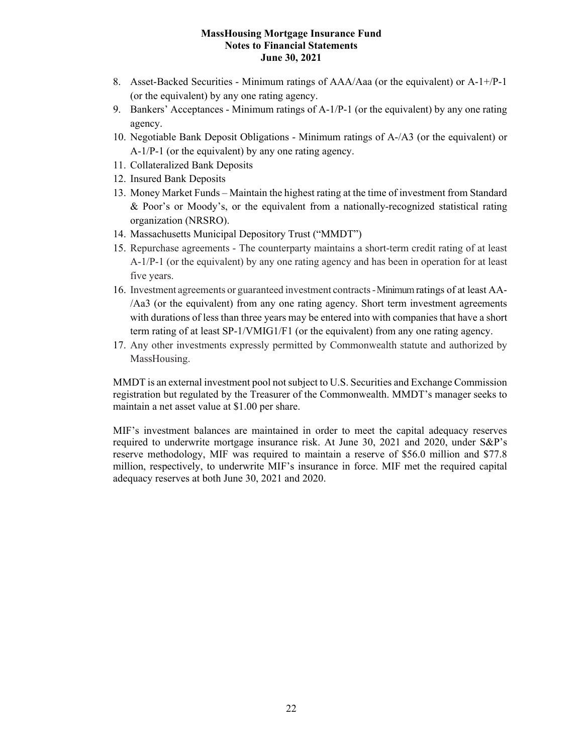8. Asset-Backed Securities - Minimum ratings of AAA/Aaa (or the equivalent) or A-1+/P-1 (or the equivalent) by any one rating agency.
9. Bankers' Acceptances - Minimum ratings of A-1/P-1 (or the equivalent) by any one rating agency.
10. Negotiable Bank Deposit Obligations - Minimum ratings of A-/A3 (or the equivalent) or A-1/P-1 (or the equivalent) by any one rating agency.
11. Collateralized Bank Deposits
12. Insured Bank Deposits
13. Money Market Funds – Maintain the highest rating at the time of investment from Standard & Poor's or Moody's, or the equivalent from a nationally-recognized statistical rating organization (NRSRO).
14. Massachusetts Municipal Depository Trust ("MMDT")
15. Repurchase agreements - The counterparty maintains a short-term credit rating of at least A-1/P-1 (or the equivalent) by any one rating agency and has been in operation for at least five years.
16. Investment agreements or guaranteed investment contracts - Minimum ratings of at least AA-/Aa3 (or the equivalent) from any one rating agency. Short term investment agreements with durations of less than three years may be entered into with companies that have a short term rating of at least SP-1/VMIG1/F1 (or the equivalent) from any one rating agency.
17. Any other investments expressly permitted by Commonwealth statute and authorized by MassHousing.

MMDT is an external investment pool not subject to U.S. Securities and Exchange Commission registration but regulated by the Treasurer of the Commonwealth. MMDT's manager seeks to maintain a net asset value at $1.00 per share.

MIF's investment balances are maintained in order to meet the capital adequacy reserves required to underwrite mortgage insurance risk. At June 30, 2021 and 2020, under S&P's reserve methodology, MIF was required to maintain a reserve of $56.0 million and $77.8 million, respectively, to underwrite MIF's insurance in force. MIF met the required capital adequacy reserves at both June 30, 2021 and 2020.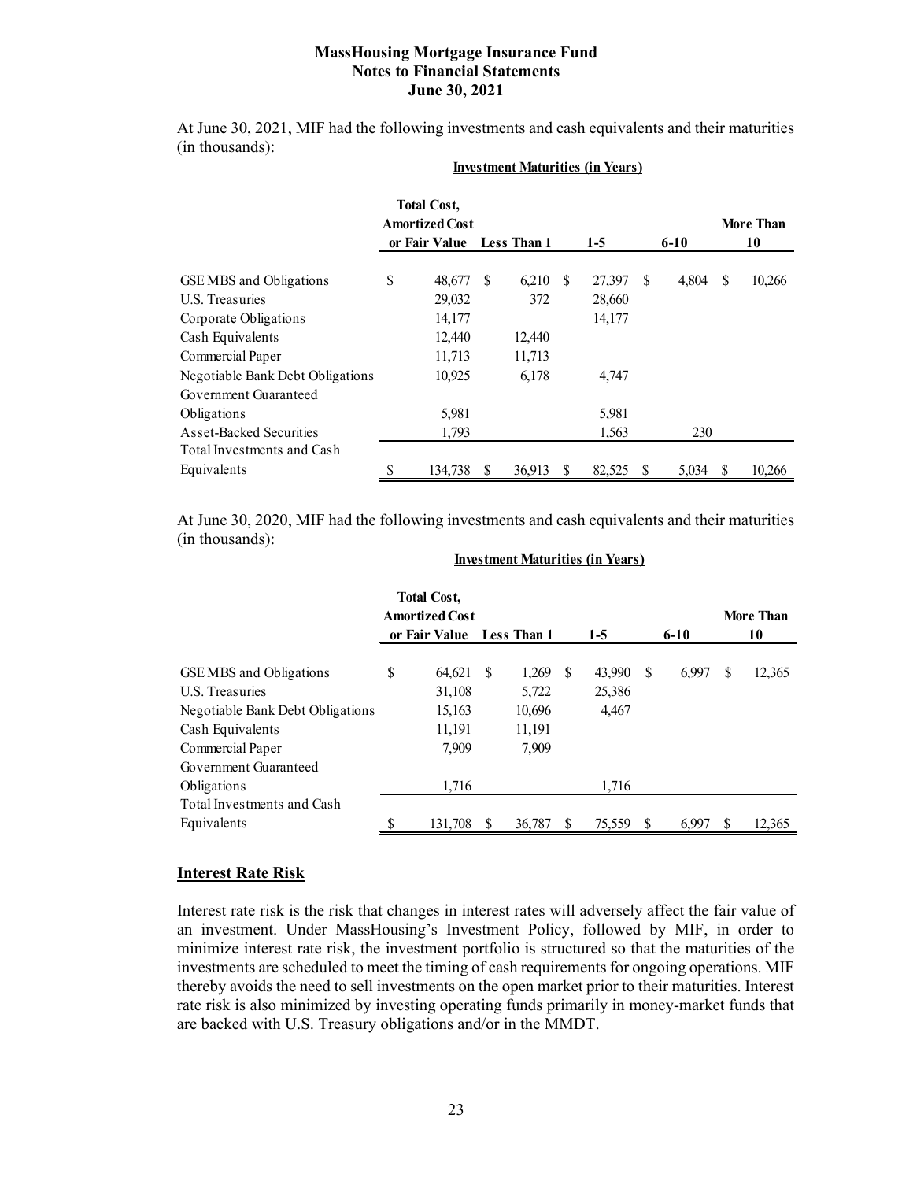**MassHousing Mortgage Insurance Fund**
**Notes to Financial Statements**
**June 30, 2021**

At June 30, 2021, MIF had the following investments and cash equivalents and their maturities (in thousands):

| | | Investment Maturities (in Years) | | | |
|---|---|---|---|---|---|
| | Total Cost, Amortized Cost or Fair Value | Less Than 1 | 1-5 | 6-10 | More Than 10 |
| GSE MBS and Obligations | $ 48,677 | $ 6,210 | $ 27,397 | $ 4,804 | $ 10,266 |
| U.S. Treasuries | 29,032 | 372 | 28,660 | | |
| Corporate Obligations | 14,177 | | 14,177 | | |
| Cash Equivalents | 12,440 | 12,440 | | | |
| Commercial Paper | 11,713 | 11,713 | | | |
| Negotiable Bank Debt Obligations | 10,925 | 6,178 | 4,747 | | |
| Government Guaranteed Obligations | 5,981 | | 5,981 | | |
| Asset-Backed Securities | 1,793 | | 1,563 | 230 | |
| Total Investments and Cash Equivalents | $ 134,738 | $ 36,913 | $ 82,525 | $ 5,034 | $ 10,266 |

At June 30, 2020, MIF had the following investments and cash equivalents and their maturities (in thousands):

| | | Investment Maturities (in Years) | | | |
|---|---|---|---|---|---|
| | Total Cost, Amortized Cost or Fair Value | Less Than 1 | 1-5 | 6-10 | More Than 10 |
| GSE MBS and Obligations | $ 64,621 | $ 1,269 | $ 43,990 | $ 6,997 | $ 12,365 |
| U.S. Treasuries | 31,108 | 5,722 | 25,386 | | |
| Negotiable Bank Debt Obligations | 15,163 | 10,696 | 4,467 | | |
| Cash Equivalents | 11,191 | 11,191 | | | |
| Commercial Paper | 7,909 | 7,909 | | | |
| Government Guaranteed Obligations | 1,716 | | 1,716 | | |
| Total Investments and Cash Equivalents | $ 131,708 | $ 36,787 | $ 75,559 | $ 6,997 | $ 12,365 |

## Interest Rate Risk

Interest rate risk is the risk that changes in interest rates will adversely affect the fair value of an investment. Under MassHousing's Investment Policy, followed by MIF, in order to minimize interest rate risk, the investment portfolio is structured so that the maturities of the investments are scheduled to meet the timing of cash requirements for ongoing operations. MIF thereby avoids the need to sell investments on the open market prior to their maturities. Interest rate risk is also minimized by investing operating funds primarily in money-market funds that are backed with U.S. Treasury obligations and/or in the MMDT.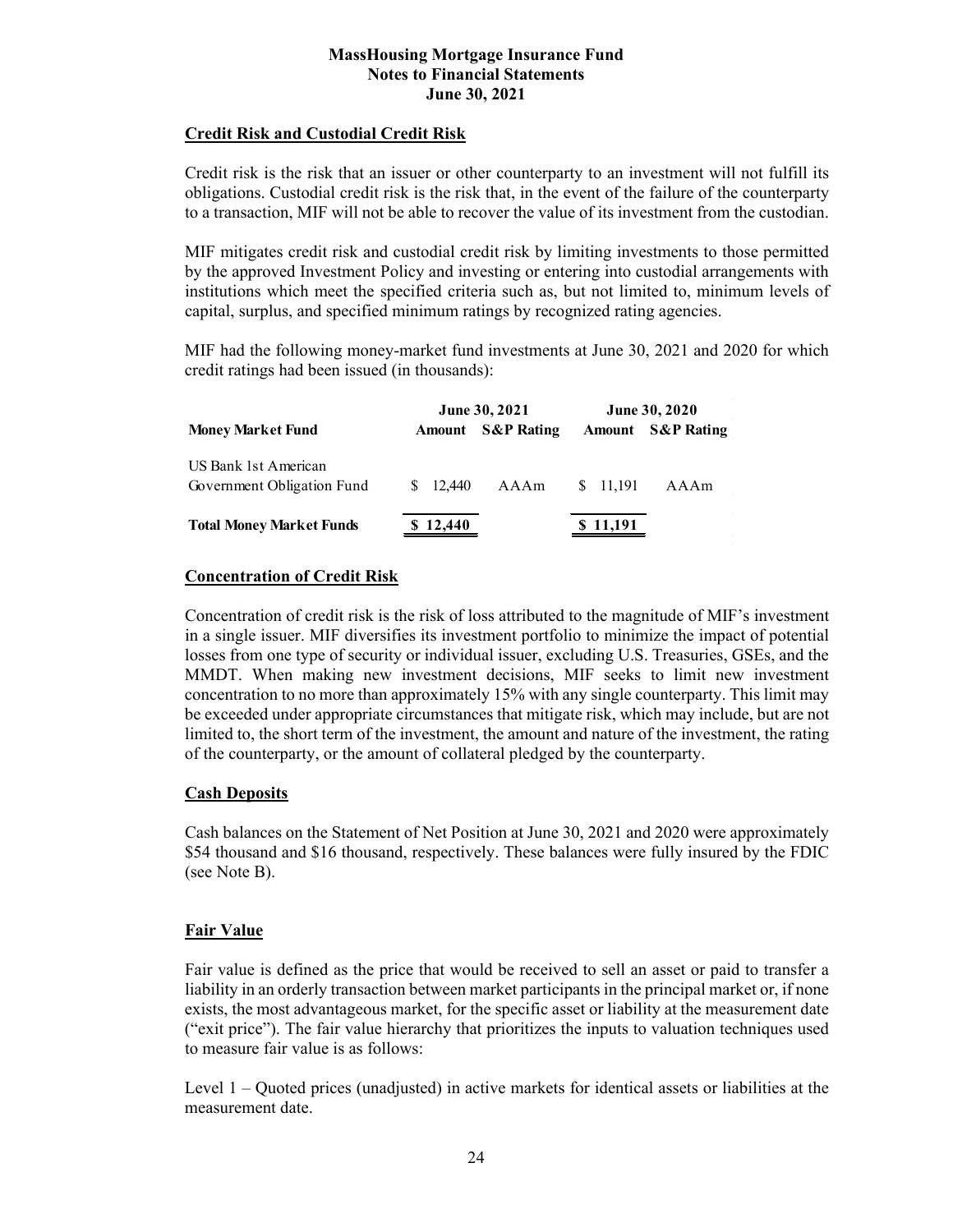## Credit Risk and Custodial Credit Risk

Credit risk is the risk that an issuer or other counterparty to an investment will not fulfill its obligations. Custodial credit risk is the risk that, in the event of the failure of the counterparty to a transaction, MIF will not be able to recover the value of its investment from the custodian.

MIF mitigates credit risk and custodial credit risk by limiting investments to those permitted by the approved Investment Policy and investing or entering into custodial arrangements with institutions which meet the specified criteria such as, but not limited to, minimum levels of capital, surplus, and specified minimum ratings by recognized rating agencies.

MIF had the following money-market fund investments at June 30, 2021 and 2020 for which credit ratings had been issued (in thousands):

| | June 30, 2021 | | June 30, 2020 | |
|---|---|---|---|---|
| **Money Market Fund** | **Amount** | **S&P Rating** | **Amount** | **S&P Rating** |
| US Bank 1st American Government Obligation Fund | $ 12,440 | AAAm | $ 11,191 | AAAm |
| **Total Money Market Funds** | **$ 12,440** | | **$ 11,191** | |

## Concentration of Credit Risk

Concentration of credit risk is the risk of loss attributed to the magnitude of MIF's investment in a single issuer. MIF diversifies its investment portfolio to minimize the impact of potential losses from one type of security or individual issuer, excluding U.S. Treasuries, GSEs, and the MMDT. When making new investment decisions, MIF seeks to limit new investment concentration to no more than approximately 15% with any single counterparty. This limit may be exceeded under appropriate circumstances that mitigate risk, which may include, but are not limited to, the short term of the investment, the amount and nature of the investment, the rating of the counterparty, or the amount of collateral pledged by the counterparty.

## Cash Deposits

Cash balances on the Statement of Net Position at June 30, 2021 and 2020 were approximately $54 thousand and $16 thousand, respectively. These balances were fully insured by the FDIC (see Note B).

## Fair Value

Fair value is defined as the price that would be received to sell an asset or paid to transfer a liability in an orderly transaction between market participants in the principal market or, if none exists, the most advantageous market, for the specific asset or liability at the measurement date ("exit price"). The fair value hierarchy that prioritizes the inputs to valuation techniques used to measure fair value is as follows:

Level 1 – Quoted prices (unadjusted) in active markets for identical assets or liabilities at the measurement date.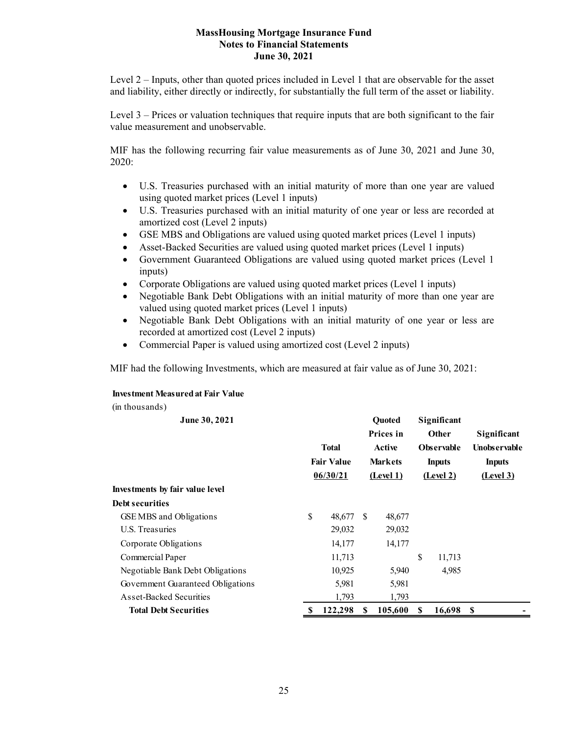Level 2 – Inputs, other than quoted prices included in Level 1 that are observable for the asset and liability, either directly or indirectly, for substantially the full term of the asset or liability.

Level 3 – Prices or valuation techniques that require inputs that are both significant to the fair value measurement and unobservable.

MIF has the following recurring fair value measurements as of June 30, 2021 and June 30, 2020:

- U.S. Treasuries purchased with an initial maturity of more than one year are valued using quoted market prices (Level 1 inputs)
- U.S. Treasuries purchased with an initial maturity of one year or less are recorded at amortized cost (Level 2 inputs)
- GSE MBS and Obligations are valued using quoted market prices (Level 1 inputs)
- Asset-Backed Securities are valued using quoted market prices (Level 1 inputs)
- Government Guaranteed Obligations are valued using quoted market prices (Level 1 inputs)
- Corporate Obligations are valued using quoted market prices (Level 1 inputs)
- Negotiable Bank Debt Obligations with an initial maturity of more than one year are valued using quoted market prices (Level 1 inputs)
- Negotiable Bank Debt Obligations with an initial maturity of one year or less are recorded at amortized cost (Level 2 inputs)
- Commercial Paper is valued using amortized cost (Level 2 inputs)

MIF had the following Investments, which are measured at fair value as of June 30, 2021:

**Investment Measured at Fair Value**

(in thousands)

| June 30, 2021 | Total Fair Value 06/30/21 | Quoted Prices in Active Markets (Level 1) | Significant Other Observable Inputs (Level 2) | Significant Unobservable Inputs (Level 3) |
|---|---|---|---|---|
| **Investments by fair value level** | | | | |
| **Debt securities** | | | | |
| GSE MBS and Obligations | $ 48,677 | $ 48,677 | | |
| U.S. Treasuries | 29,032 | 29,032 | | |
| Corporate Obligations | 14,177 | 14,177 | | |
| Commercial Paper | 11,713 | | $ 11,713 | |
| Negotiable Bank Debt Obligations | 10,925 | 5,940 | 4,985 | |
| Government Guaranteed Obligations | 5,981 | 5,981 | | |
| Asset-Backed Securities | 1,793 | 1,793 | | |
| **Total Debt Securities** | **$ 122,298** | **$ 105,600** | **$ 16,698** | **$ -** |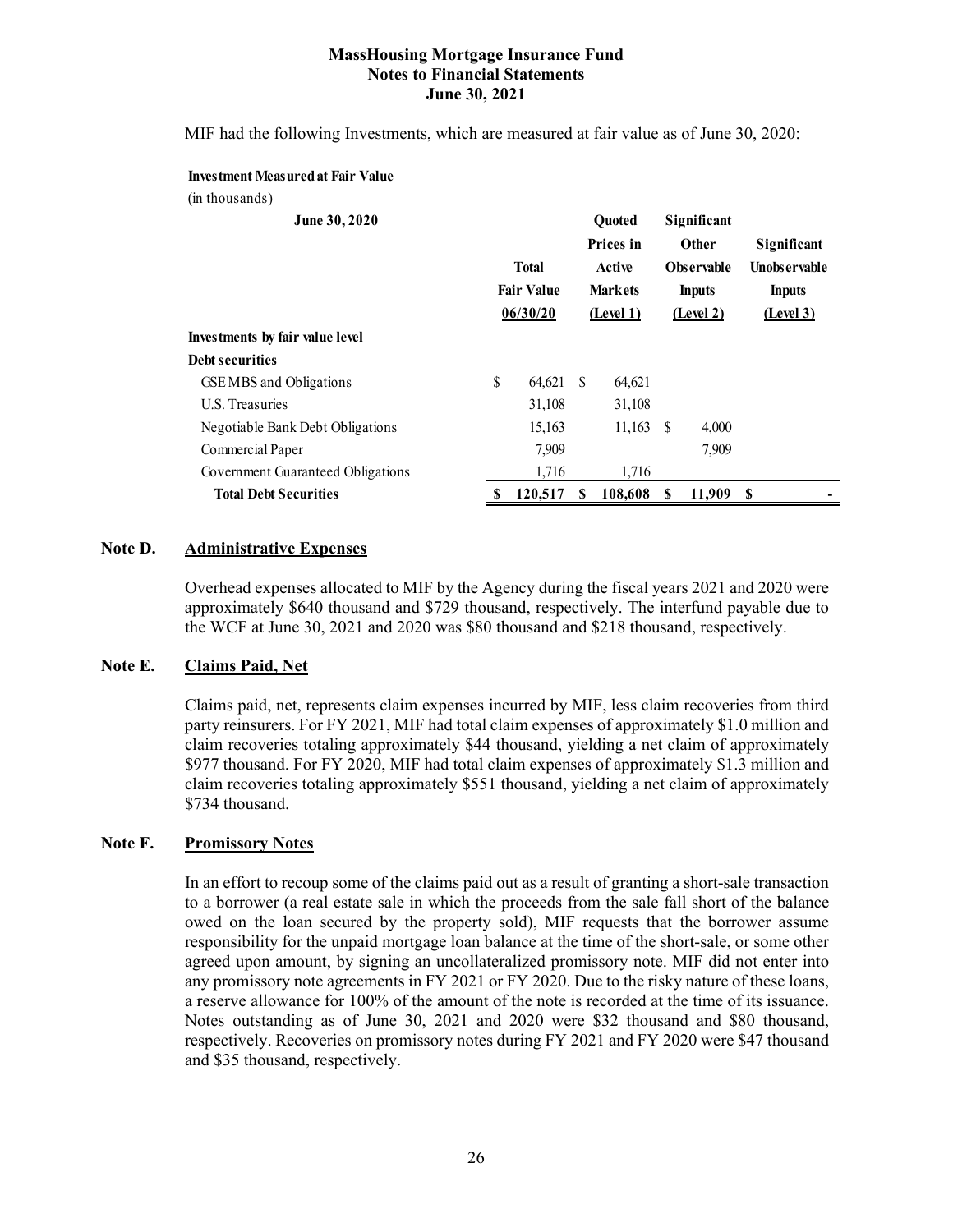MIF had the following Investments, which are measured at fair value as of June 30, 2020:

**Investment Measured at Fair Value**

(in thousands)

| June 30, 2020 | Total Fair Value 06/30/20 | Quoted Prices in Active Markets (Level 1) | Significant Other Observable Inputs (Level 2) | Significant Unobservable Inputs (Level 3) |
|---|---|---|---|---|
| **Investments by fair value level** | | | | |
| **Debt securities** | | | | |
| GSE MBS and Obligations | $ 64,621 | $ 64,621 | | |
| U.S. Treasuries | 31,108 | 31,108 | | |
| Negotiable Bank Debt Obligations | 15,163 | 11,163 | $ 4,000 | |
| Commercial Paper | 7,909 | | 7,909 | |
| Government Guaranteed Obligations | 1,716 | 1,716 | | |
| **Total Debt Securities** | **$ 120,517** | **$ 108,608** | **$ 11,909** | **$ -** |

**Note D. Administrative Expenses**

Overhead expenses allocated to MIF by the Agency during the fiscal years 2021 and 2020 were approximately $640 thousand and $729 thousand, respectively. The interfund payable due to the WCF at June 30, 2021 and 2020 was $80 thousand and $218 thousand, respectively.

**Note E. Claims Paid, Net**

Claims paid, net, represents claim expenses incurred by MIF, less claim recoveries from third party reinsurers. For FY 2021, MIF had total claim expenses of approximately $1.0 million and claim recoveries totaling approximately $44 thousand, yielding a net claim of approximately $977 thousand. For FY 2020, MIF had total claim expenses of approximately $1.3 million and claim recoveries totaling approximately $551 thousand, yielding a net claim of approximately $734 thousand.

**Note F. Promissory Notes**

In an effort to recoup some of the claims paid out as a result of granting a short-sale transaction to a borrower (a real estate sale in which the proceeds from the sale fall short of the balance owed on the loan secured by the property sold), MIF requests that the borrower assume responsibility for the unpaid mortgage loan balance at the time of the short-sale, or some other agreed upon amount, by signing an uncollateralized promissory note. MIF did not enter into any promissory note agreements in FY 2021 or FY 2020. Due to the risky nature of these loans, a reserve allowance for 100% of the amount of the note is recorded at the time of its issuance. Notes outstanding as of June 30, 2021 and 2020 were $32 thousand and $80 thousand, respectively. Recoveries on promissory notes during FY 2021 and FY 2020 were $47 thousand and $35 thousand, respectively.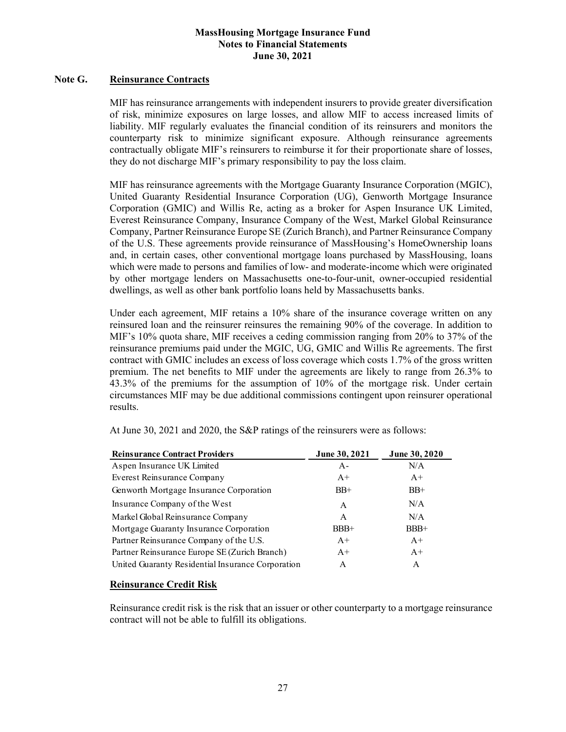## Note G. Reinsurance Contracts

MIF has reinsurance arrangements with independent insurers to provide greater diversification of risk, minimize exposures on large losses, and allow MIF to access increased limits of liability. MIF regularly evaluates the financial condition of its reinsurers and monitors the counterparty risk to minimize significant exposure. Although reinsurance agreements contractually obligate MIF's reinsurers to reimburse it for their proportionate share of losses, they do not discharge MIF's primary responsibility to pay the loss claim.

MIF has reinsurance agreements with the Mortgage Guaranty Insurance Corporation (MGIC), United Guaranty Residential Insurance Corporation (UG), Genworth Mortgage Insurance Corporation (GMIC) and Willis Re, acting as a broker for Aspen Insurance UK Limited, Everest Reinsurance Company, Insurance Company of the West, Markel Global Reinsurance Company, Partner Reinsurance Europe SE (Zurich Branch), and Partner Reinsurance Company of the U.S. These agreements provide reinsurance of MassHousing's HomeOwnership loans and, in certain cases, other conventional mortgage loans purchased by MassHousing, loans which were made to persons and families of low- and moderate-income which were originated by other mortgage lenders on Massachusetts one-to-four-unit, owner-occupied residential dwellings, as well as other bank portfolio loans held by Massachusetts banks.

Under each agreement, MIF retains a 10% share of the insurance coverage written on any reinsured loan and the reinsurer reinsures the remaining 90% of the coverage. In addition to MIF's 10% quota share, MIF receives a ceding commission ranging from 20% to 37% of the reinsurance premiums paid under the MGIC, UG, GMIC and Willis Re agreements. The first contract with GMIC includes an excess of loss coverage which costs 1.7% of the gross written premium. The net benefits to MIF under the agreements are likely to range from 26.3% to 43.3% of the premiums for the assumption of 10% of the mortgage risk. Under certain circumstances MIF may be due additional commissions contingent upon reinsurer operational results.

At June 30, 2021 and 2020, the S&P ratings of the reinsurers were as follows:

| Reinsurance Contract Providers | June 30, 2021 | June 30, 2020 |
|---|---|---|
| Aspen Insurance UK Limited | A- | N/A |
| Everest Reinsurance Company | A+ | A+ |
| Genworth Mortgage Insurance Corporation | BB+ | BB+ |
| Insurance Company of the West | A | N/A |
| Markel Global Reinsurance Company | A | N/A |
| Mortgage Guaranty Insurance Corporation | BBB+ | BBB+ |
| Partner Reinsurance Company of the U.S. | A+ | A+ |
| Partner Reinsurance Europe SE (Zurich Branch) | A+ | A+ |
| United Guaranty Residential Insurance Corporation | A | A |

### Reinsurance Credit Risk

Reinsurance credit risk is the risk that an issuer or other counterparty to a mortgage reinsurance contract will not be able to fulfill its obligations.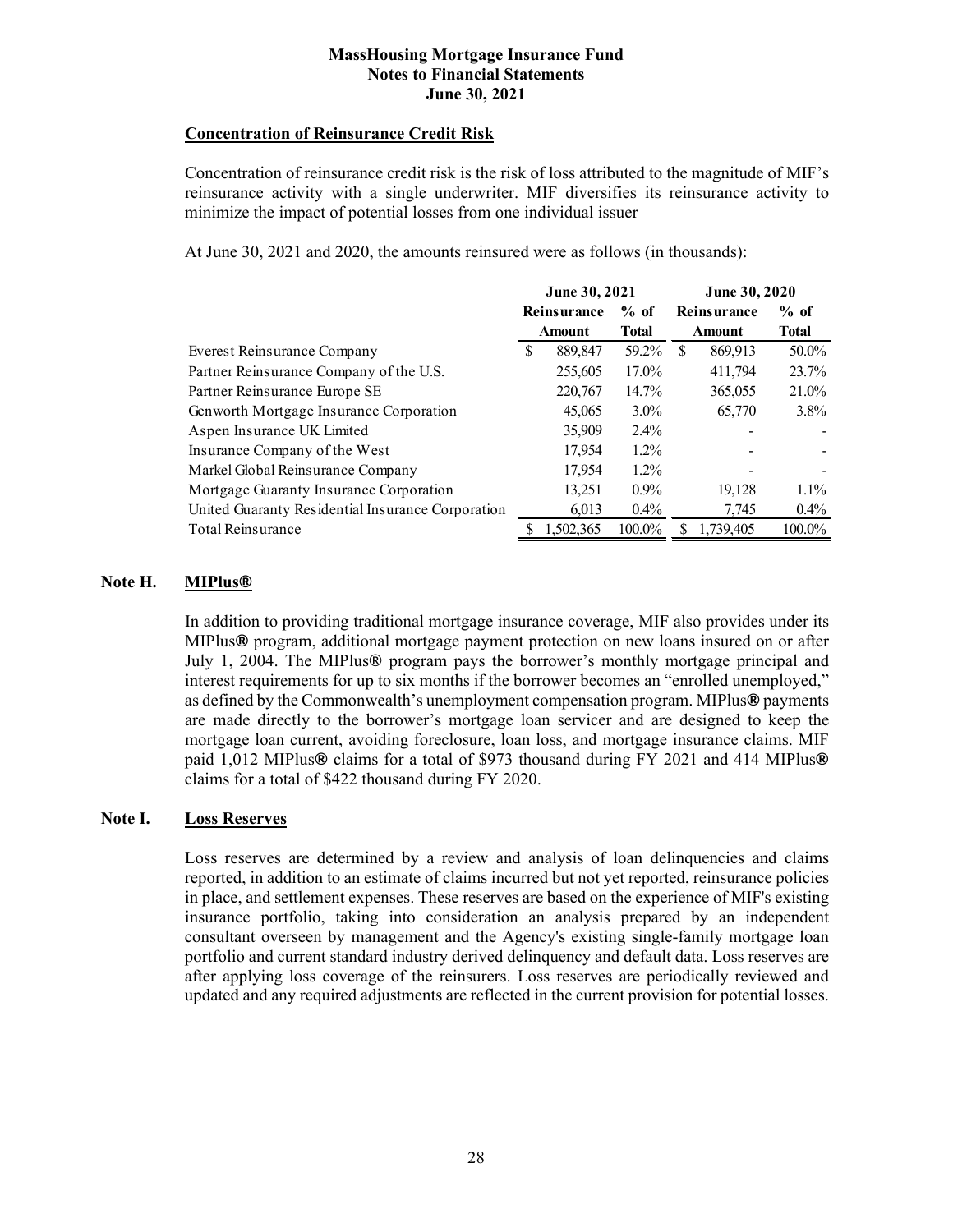### Concentration of Reinsurance Credit Risk

Concentration of reinsurance credit risk is the risk of loss attributed to the magnitude of MIF's reinsurance activity with a single underwriter. MIF diversifies its reinsurance activity to minimize the impact of potential losses from one individual issuer

At June 30, 2021 and 2020, the amounts reinsured were as follows (in thousands):

| | June 30, 2021 | | June 30, 2020 | |
|---|---|---|---|---|
| | Reinsurance Amount | % of Total | Reinsurance Amount | % of Total |
| Everest Reinsurance Company | $ 889,847 | 59.2% | $ 869,913 | 50.0% |
| Partner Reinsurance Company of the U.S. | 255,605 | 17.0% | 411,794 | 23.7% |
| Partner Reinsurance Europe SE | 220,767 | 14.7% | 365,055 | 21.0% |
| Genworth Mortgage Insurance Corporation | 45,065 | 3.0% | 65,770 | 3.8% |
| Aspen Insurance UK Limited | 35,909 | 2.4% | - | - |
| Insurance Company of the West | 17,954 | 1.2% | - | - |
| Markel Global Reinsurance Company | 17,954 | 1.2% | - | - |
| Mortgage Guaranty Insurance Corporation | 13,251 | 0.9% | 19,128 | 1.1% |
| United Guaranty Residential Insurance Corporation | 6,013 | 0.4% | 7,745 | 0.4% |
| Total Reinsurance | $ 1,502,365 | 100.0% | $ 1,739,405 | 100.0% |

## Note H. MIPlus®

In addition to providing traditional mortgage insurance coverage, MIF also provides under its MIPlus® program, additional mortgage payment protection on new loans insured on or after July 1, 2004. The MIPlus® program pays the borrower's monthly mortgage principal and interest requirements for up to six months if the borrower becomes an "enrolled unemployed," as defined by the Commonwealth's unemployment compensation program. MIPlus® payments are made directly to the borrower's mortgage loan servicer and are designed to keep the mortgage loan current, avoiding foreclosure, loan loss, and mortgage insurance claims. MIF paid 1,012 MIPlus® claims for a total of $973 thousand during FY 2021 and 414 MIPlus® claims for a total of $422 thousand during FY 2020.

## Note I. Loss Reserves

Loss reserves are determined by a review and analysis of loan delinquencies and claims reported, in addition to an estimate of claims incurred but not yet reported, reinsurance policies in place, and settlement expenses. These reserves are based on the experience of MIF's existing insurance portfolio, taking into consideration an analysis prepared by an independent consultant overseen by management and the Agency's existing single-family mortgage loan portfolio and current standard industry derived delinquency and default data. Loss reserves are after applying loss coverage of the reinsurers. Loss reserves are periodically reviewed and updated and any required adjustments are reflected in the current provision for potential losses.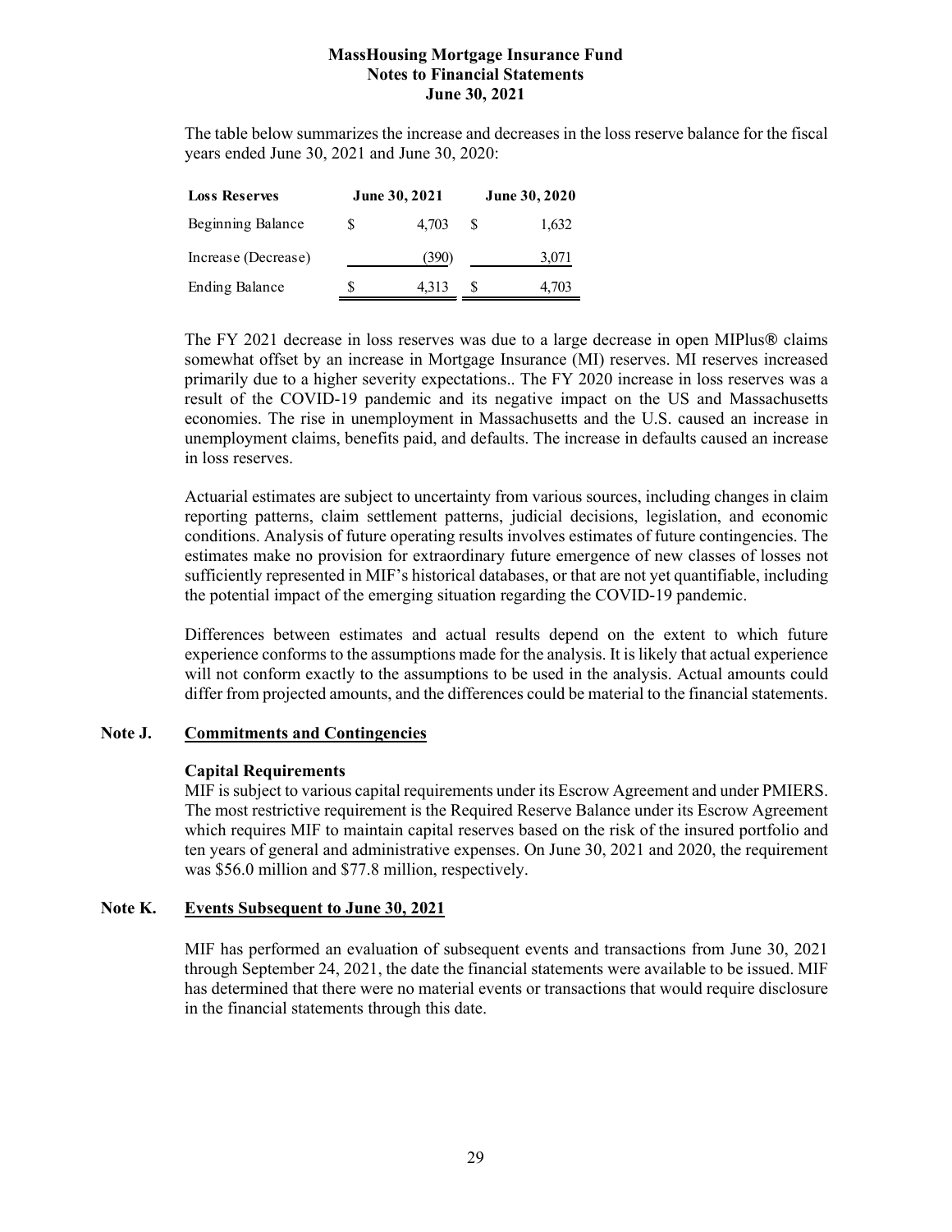The table below summarizes the increase and decreases in the loss reserve balance for the fiscal years ended June 30, 2021 and June 30, 2020:

| Loss Reserves | June 30, 2021 | June 30, 2020 |
|---|---|---|
| Beginning Balance | $ 4,703 | $ 1,632 |
| Increase (Decrease) | (390) | 3,071 |
| Ending Balance | $ 4,313 | $ 4,703 |

The FY 2021 decrease in loss reserves was due to a large decrease in open MIPlus® claims somewhat offset by an increase in Mortgage Insurance (MI) reserves. MI reserves increased primarily due to a higher severity expectations.. The FY 2020 increase in loss reserves was a result of the COVID-19 pandemic and its negative impact on the US and Massachusetts economies. The rise in unemployment in Massachusetts and the U.S. caused an increase in unemployment claims, benefits paid, and defaults. The increase in defaults caused an increase in loss reserves.

Actuarial estimates are subject to uncertainty from various sources, including changes in claim reporting patterns, claim settlement patterns, judicial decisions, legislation, and economic conditions. Analysis of future operating results involves estimates of future contingencies. The estimates make no provision for extraordinary future emergence of new classes of losses not sufficiently represented in MIF's historical databases, or that are not yet quantifiable, including the potential impact of the emerging situation regarding the COVID-19 pandemic.

Differences between estimates and actual results depend on the extent to which future experience conforms to the assumptions made for the analysis. It is likely that actual experience will not conform exactly to the assumptions to be used in the analysis. Actual amounts could differ from projected amounts, and the differences could be material to the financial statements.

## Note J. Commitments and Contingencies

### Capital Requirements

MIF is subject to various capital requirements under its Escrow Agreement and under PMIERS. The most restrictive requirement is the Required Reserve Balance under its Escrow Agreement which requires MIF to maintain capital reserves based on the risk of the insured portfolio and ten years of general and administrative expenses. On June 30, 2021 and 2020, the requirement was \$56.0 million and \$77.8 million, respectively.

## Note K. Events Subsequent to June 30, 2021

MIF has performed an evaluation of subsequent events and transactions from June 30, 2021 through September 24, 2021, the date the financial statements were available to be issued. MIF has determined that there were no material events or transactions that would require disclosure in the financial statements through this date.